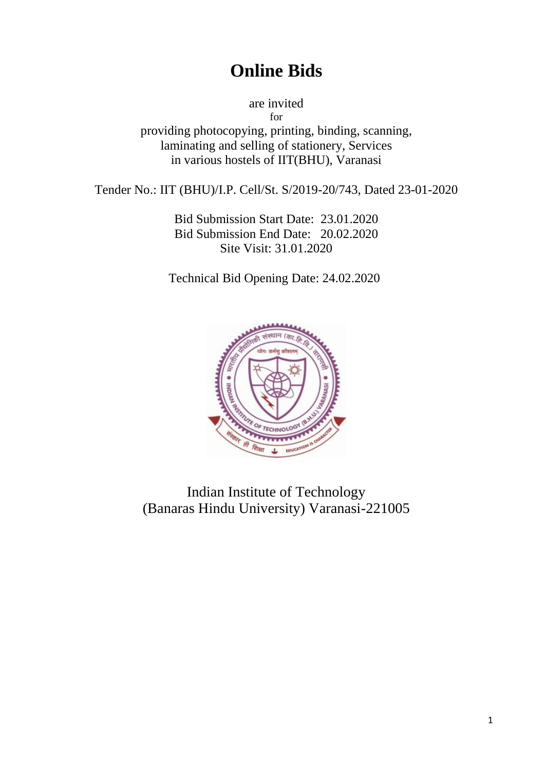# Online Bids

are invited

for

providing photocopying, printing, binding, scanning, laminating and selling of stationery, Services in various hostels of IIT(BHU), Varanasi

Tender No.: IIT (BHU)/I.P. Cell/St. S/2019-20/743, Dated 23-01-2020

Bid Submission Start Date: 23.01.2020

Bid Submission End Date: 20.02.2020

Site Visit: 31.01.2020

Technical Bid Opening Date: 24.02.2020

Indian Institute of Technology

(Banaras Hindu University) Varanasi-221005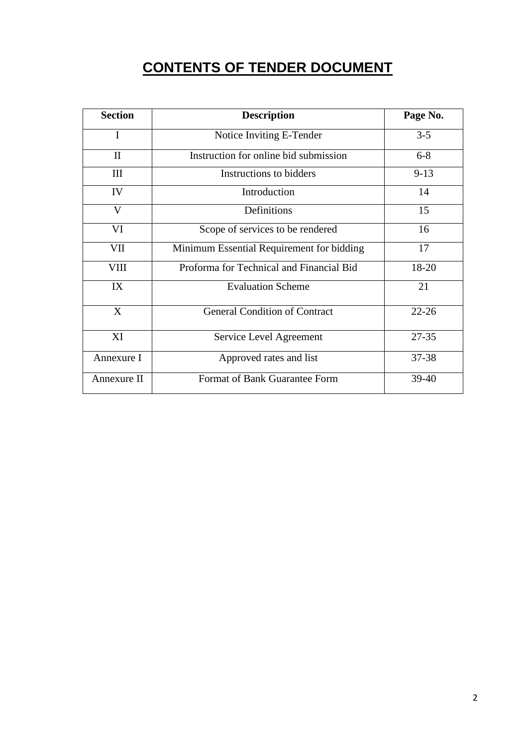# CONTENTS OF TENDER DOCUMENT

| Section | Description | Page No. |
|---|---|---|
| I | Notice Inviting E-Tender | 3-5 |
| II | Instruction for online bid submission | 6-8 |
| III | Instructions to bidders | 9-13 |
| IV | Introduction | 14 |
| V | Definitions | 15 |
| VI | Scope of services to be rendered | 16 |
| VII | Minimum Essential Requirement for bidding | 17 |
| VIII | Proforma for Technical and Financial Bid | 18-20 |
| IX | Evaluation Scheme | 21 |
| X | General Condition of Contract | 22-26 |
| XI | Service Level Agreement | 27-35 |
| Annexure I | Approved rates and list | 37-38 |
| Annexure II | Format of Bank Guarantee Form | 39-40 |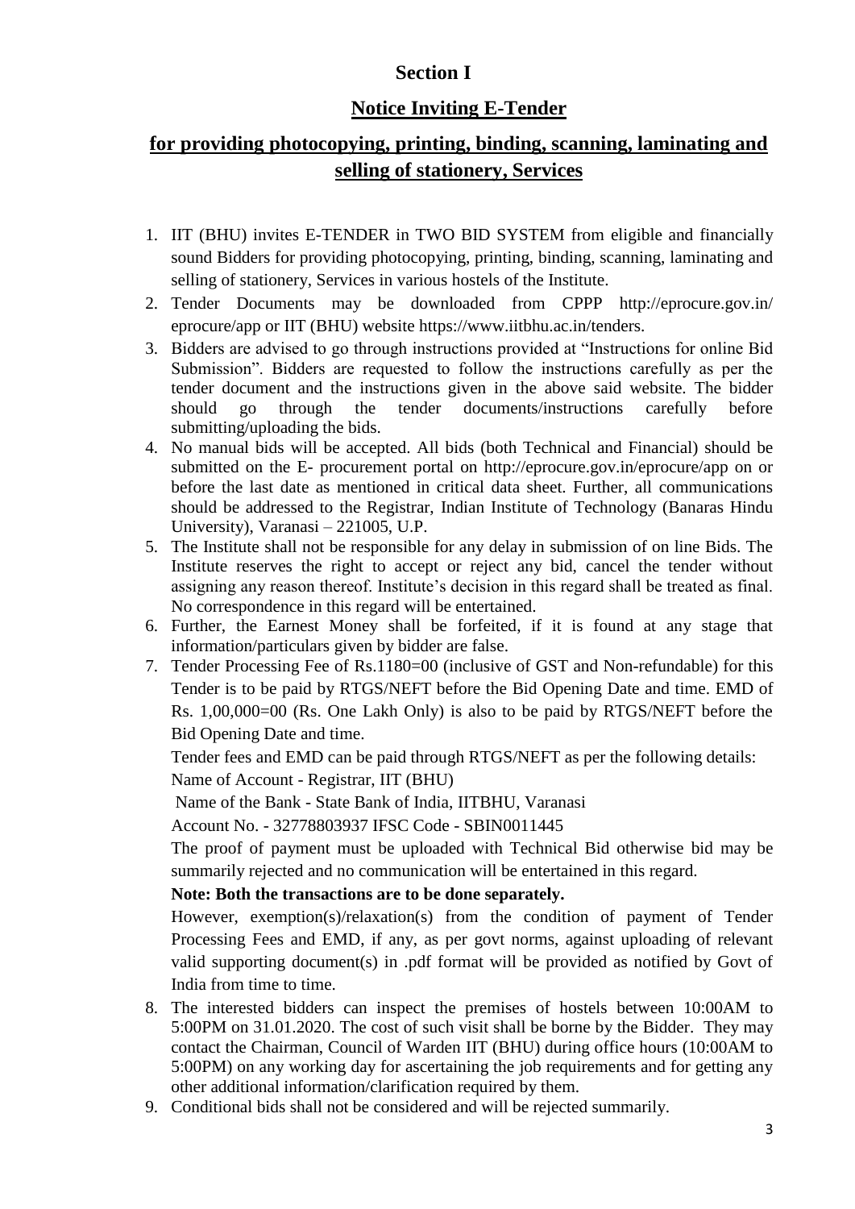## Section I

## Notice Inviting E-Tender

## for providing photocopying, printing, binding, scanning, laminating and selling of stationery, Services

1. IIT (BHU) invites E-TENDER in TWO BID SYSTEM from eligible and financially sound Bidders for providing photocopying, printing, binding, scanning, laminating and selling of stationery, Services in various hostels of the Institute.
2. Tender Documents may be downloaded from CPPP http://eprocure.gov.in/ eprocure/app or IIT (BHU) website https://www.iitbhu.ac.in/tenders.
3. Bidders are advised to go through instructions provided at "Instructions for online Bid Submission". Bidders are requested to follow the instructions carefully as per the tender document and the instructions given in the above said website. The bidder should go through the tender documents/instructions carefully before submitting/uploading the bids.
4. No manual bids will be accepted. All bids (both Technical and Financial) should be submitted on the E- procurement portal on http://eprocure.gov.in/eprocure/app on or before the last date as mentioned in critical data sheet. Further, all communications should be addressed to the Registrar, Indian Institute of Technology (Banaras Hindu University), Varanasi – 221005, U.P.
5. The Institute shall not be responsible for any delay in submission of on line Bids. The Institute reserves the right to accept or reject any bid, cancel the tender without assigning any reason thereof. Institute's decision in this regard shall be treated as final. No correspondence in this regard will be entertained.
6. Further, the Earnest Money shall be forfeited, if it is found at any stage that information/particulars given by bidder are false.
7. Tender Processing Fee of Rs.1180=00 (inclusive of GST and Non-refundable) for this Tender is to be paid by RTGS/NEFT before the Bid Opening Date and time. EMD of Rs. 1,00,000=00 (Rs. One Lakh Only) is also to be paid by RTGS/NEFT before the Bid Opening Date and time.

   Tender fees and EMD can be paid through RTGS/NEFT as per the following details:

   Name of Account - Registrar, IIT (BHU)

   Name of the Bank - State Bank of India, IITBHU, Varanasi

   Account No. - 32778803937 IFSC Code - SBIN0011445

   The proof of payment must be uploaded with Technical Bid otherwise bid may be summarily rejected and no communication will be entertained in this regard.

   **Note: Both the transactions are to be done separately.**

   However, exemption(s)/relaxation(s) from the condition of payment of Tender Processing Fees and EMD, if any, as per govt norms, against uploading of relevant valid supporting document(s) in .pdf format will be provided as notified by Govt of India from time to time.
8. The interested bidders can inspect the premises of hostels between 10:00AM to 5:00PM on 31.01.2020. The cost of such visit shall be borne by the Bidder. They may contact the Chairman, Council of Warden IIT (BHU) during office hours (10:00AM to 5:00PM) on any working day for ascertaining the job requirements and for getting any other additional information/clarification required by them.
9. Conditional bids shall not be considered and will be rejected summarily.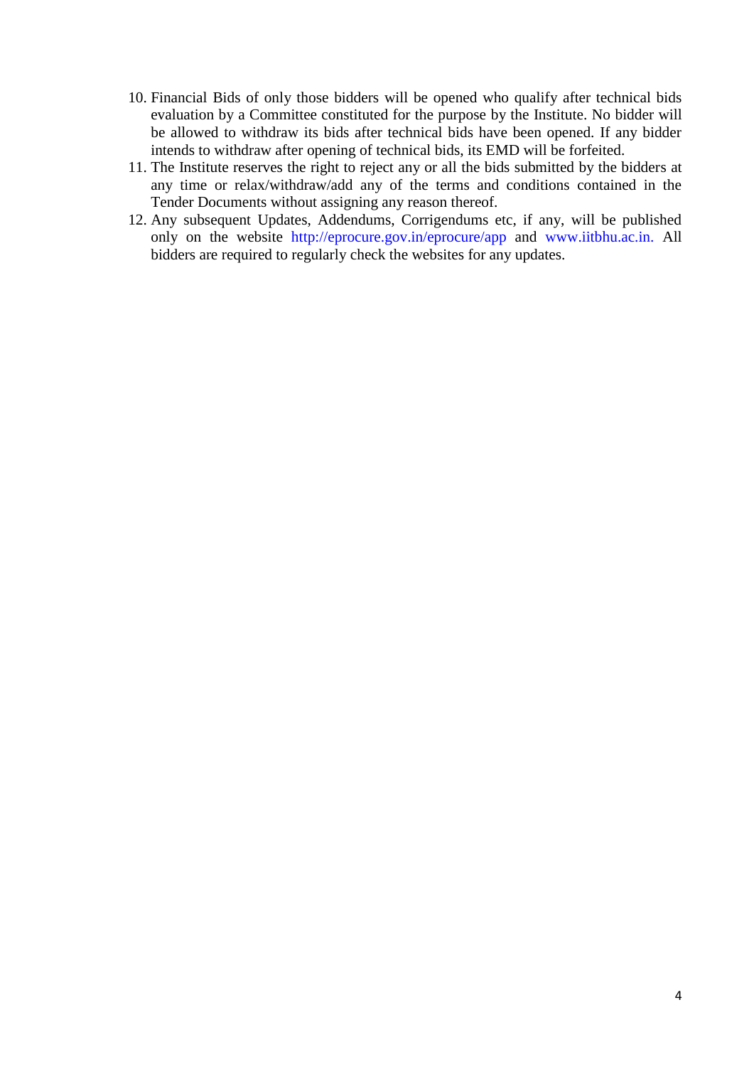10. Financial Bids of only those bidders will be opened who qualify after technical bids evaluation by a Committee constituted for the purpose by the Institute. No bidder will be allowed to withdraw its bids after technical bids have been opened. If any bidder intends to withdraw after opening of technical bids, its EMD will be forfeited.
11. The Institute reserves the right to reject any or all the bids submitted by the bidders at any time or relax/withdraw/add any of the terms and conditions contained in the Tender Documents without assigning any reason thereof.
12. Any subsequent Updates, Addendums, Corrigendums etc, if any, will be published only on the website http://eprocure.gov.in/eprocure/app and www.iitbhu.ac.in. All bidders are required to regularly check the websites for any updates.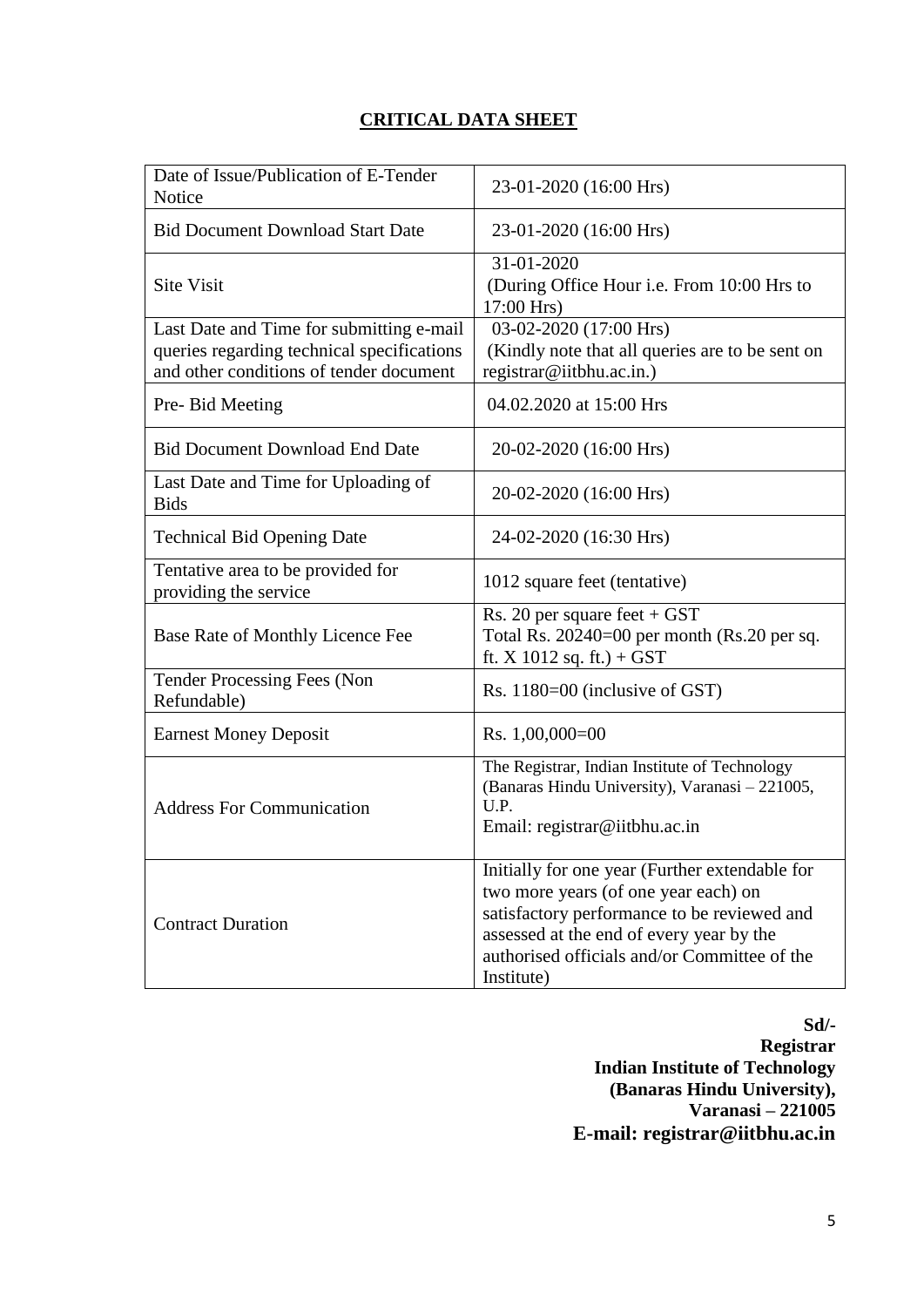## CRITICAL DATA SHEET

| | |
|---|---|
| Date of Issue/Publication of E-Tender Notice | 23-01-2020 (16:00 Hrs) |
| Bid Document Download Start Date | 23-01-2020 (16:00 Hrs) |
| Site Visit | 31-01-2020 (During Office Hour i.e. From 10:00 Hrs to 17:00 Hrs) |
| Last Date and Time for submitting e-mail queries regarding technical specifications and other conditions of tender document | 03-02-2020 (17:00 Hrs) (Kindly note that all queries are to be sent on registrar@iitbhu.ac.in.) |
| Pre- Bid Meeting | 04.02.2020 at 15:00 Hrs |
| Bid Document Download End Date | 20-02-2020 (16:00 Hrs) |
| Last Date and Time for Uploading of Bids | 20-02-2020 (16:00 Hrs) |
| Technical Bid Opening Date | 24-02-2020 (16:30 Hrs) |
| Tentative area to be provided for providing the service | 1012 square feet (tentative) |
| Base Rate of Monthly Licence Fee | Rs. 20 per square feet + GST<br>Total Rs. 20240=00 per month (Rs.20 per sq. ft. X 1012 sq. ft.) + GST |
| Tender Processing Fees (Non Refundable) | Rs. 1180=00 (inclusive of GST) |
| Earnest Money Deposit | Rs. 1,00,000=00 |
| Address For Communication | The Registrar, Indian Institute of Technology (Banaras Hindu University), Varanasi – 221005, U.P.<br>Email: registrar@iitbhu.ac.in |
| Contract Duration | Initially for one year (Further extendable for two more years (of one year each) on satisfactory performance to be reviewed and assessed at the end of every year by the authorised officials and/or Committee of the Institute) |

**Sd/-**
**Registrar**
**Indian Institute of Technology**
**(Banaras Hindu University),**
**Varanasi – 221005**
**E-mail: registrar@iitbhu.ac.in**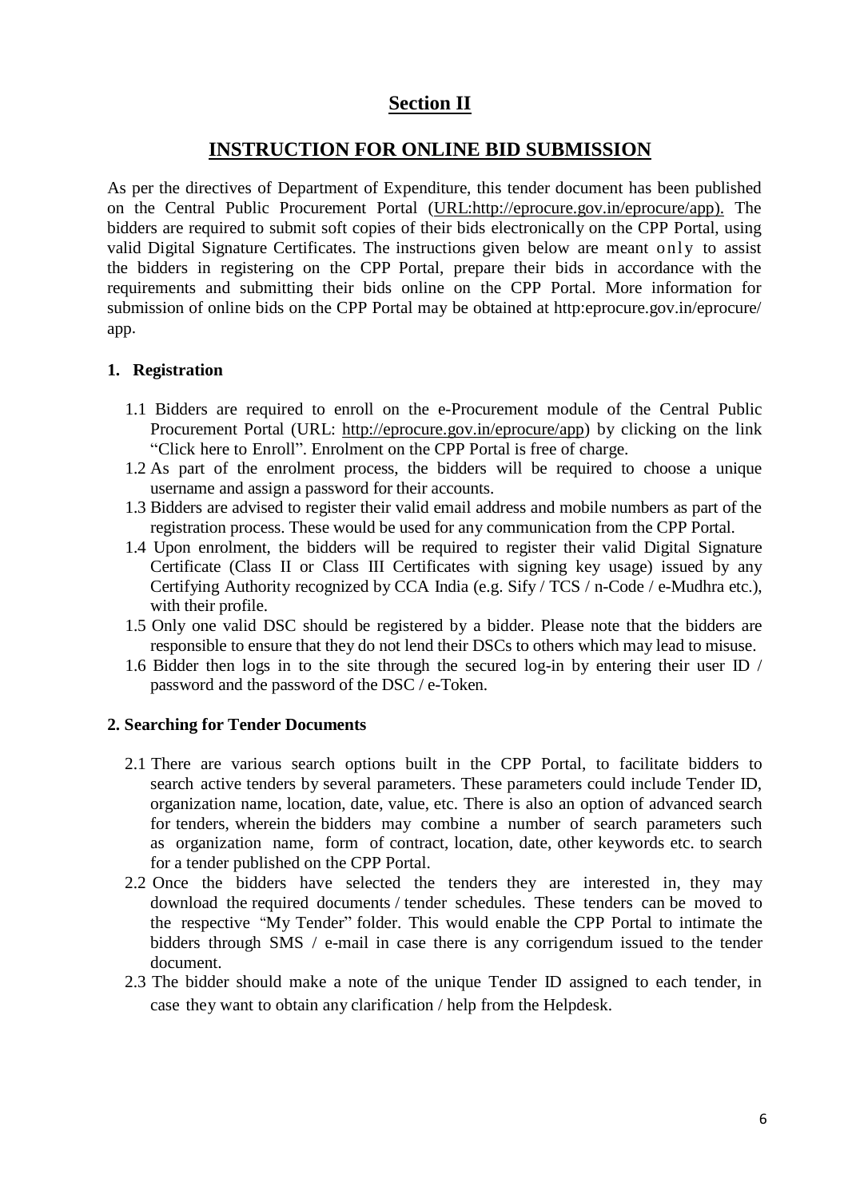## Section II

## INSTRUCTION FOR ONLINE BID SUBMISSION

As per the directives of Department of Expenditure, this tender document has been published on the Central Public Procurement Portal (URL:http://eprocure.gov.in/eprocure/app). The bidders are required to submit soft copies of their bids electronically on the CPP Portal, using valid Digital Signature Certificates. The instructions given below are meant only to assist the bidders in registering on the CPP Portal, prepare their bids in accordance with the requirements and submitting their bids online on the CPP Portal. More information for submission of online bids on the CPP Portal may be obtained at http:eprocure.gov.in/eprocure/ app.

### 1. Registration

1.1 Bidders are required to enroll on the e-Procurement module of the Central Public Procurement Portal (URL: http://eprocure.gov.in/eprocure/app) by clicking on the link "Click here to Enroll". Enrolment on the CPP Portal is free of charge.

1.2 As part of the enrolment process, the bidders will be required to choose a unique username and assign a password for their accounts.

1.3 Bidders are advised to register their valid email address and mobile numbers as part of the registration process. These would be used for any communication from the CPP Portal.

1.4 Upon enrolment, the bidders will be required to register their valid Digital Signature Certificate (Class II or Class III Certificates with signing key usage) issued by any Certifying Authority recognized by CCA India (e.g. Sify / TCS / n-Code / e-Mudhra etc.), with their profile.

1.5 Only one valid DSC should be registered by a bidder. Please note that the bidders are responsible to ensure that they do not lend their DSCs to others which may lead to misuse.

1.6 Bidder then logs in to the site through the secured log-in by entering their user ID / password and the password of the DSC / e-Token.

### 2. Searching for Tender Documents

2.1 There are various search options built in the CPP Portal, to facilitate bidders to search active tenders by several parameters. These parameters could include Tender ID, organization name, location, date, value, etc. There is also an option of advanced search for tenders, wherein the bidders may combine a number of search parameters such as organization name, form of contract, location, date, other keywords etc. to search for a tender published on the CPP Portal.

2.2 Once the bidders have selected the tenders they are interested in, they may download the required documents / tender schedules. These tenders can be moved to the respective "My Tender" folder. This would enable the CPP Portal to intimate the bidders through SMS / e-mail in case there is any corrigendum issued to the tender document.

2.3 The bidder should make a note of the unique Tender ID assigned to each tender, in case they want to obtain any clarification / help from the Helpdesk.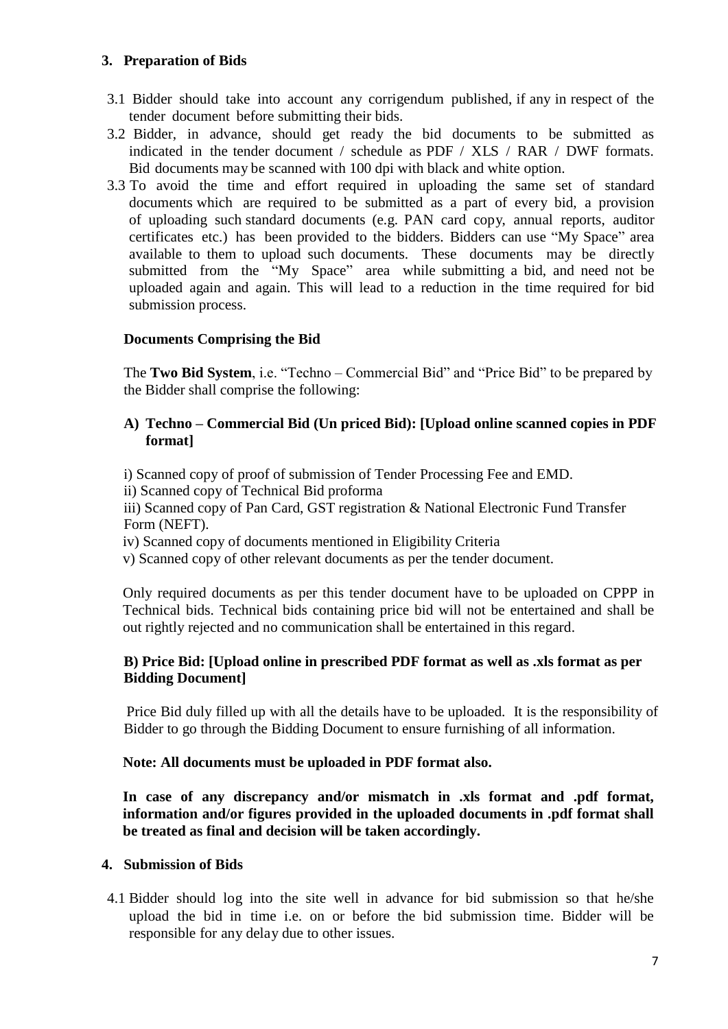## 3. Preparation of Bids

3.1 Bidder should take into account any corrigendum published, if any in respect of the tender document before submitting their bids.

3.2 Bidder, in advance, should get ready the bid documents to be submitted as indicated in the tender document / schedule as PDF / XLS / RAR / DWF formats. Bid documents may be scanned with 100 dpi with black and white option.

3.3 To avoid the time and effort required in uploading the same set of standard documents which are required to be submitted as a part of every bid, a provision of uploading such standard documents (e.g. PAN card copy, annual reports, auditor certificates etc.) has been provided to the bidders. Bidders can use "My Space" area available to them to upload such documents. These documents may be directly submitted from the "My Space" area while submitting a bid, and need not be uploaded again and again. This will lead to a reduction in the time required for bid submission process.

**Documents Comprising the Bid**

The **Two Bid System**, i.e. "Techno – Commercial Bid" and "Price Bid" to be prepared by the Bidder shall comprise the following:

**A) Techno – Commercial Bid (Un priced Bid): [Upload online scanned copies in PDF format]**

i) Scanned copy of proof of submission of Tender Processing Fee and EMD.
ii) Scanned copy of Technical Bid proforma
iii) Scanned copy of Pan Card, GST registration & National Electronic Fund Transfer Form (NEFT).
iv) Scanned copy of documents mentioned in Eligibility Criteria
v) Scanned copy of other relevant documents as per the tender document.

Only required documents as per this tender document have to be uploaded on CPPP in Technical bids. Technical bids containing price bid will not be entertained and shall be out rightly rejected and no communication shall be entertained in this regard.

**B) Price Bid: [Upload online in prescribed PDF format as well as .xls format as per Bidding Document]**

Price Bid duly filled up with all the details have to be uploaded. It is the responsibility of Bidder to go through the Bidding Document to ensure furnishing of all information.

**Note: All documents must be uploaded in PDF format also.**

**In case of any discrepancy and/or mismatch in .xls format and .pdf format, information and/or figures provided in the uploaded documents in .pdf format shall be treated as final and decision will be taken accordingly.**

## 4. Submission of Bids

4.1 Bidder should log into the site well in advance for bid submission so that he/she upload the bid in time i.e. on or before the bid submission time. Bidder will be responsible for any delay due to other issues.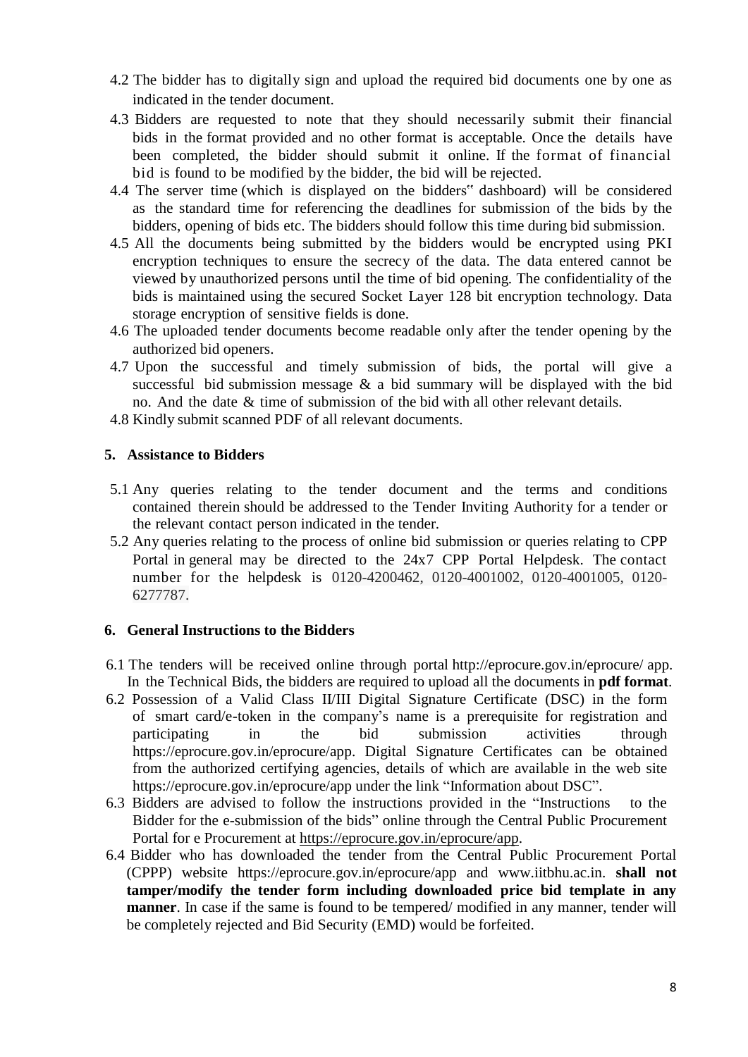4.2 The bidder has to digitally sign and upload the required bid documents one by one as indicated in the tender document.

4.3 Bidders are requested to note that they should necessarily submit their financial bids in the format provided and no other format is acceptable. Once the details have been completed, the bidder should submit it online. If the format of financial bid is found to be modified by the bidder, the bid will be rejected.

4.4 The server time (which is displayed on the bidders" dashboard) will be considered as the standard time for referencing the deadlines for submission of the bids by the bidders, opening of bids etc. The bidders should follow this time during bid submission.

4.5 All the documents being submitted by the bidders would be encrypted using PKI encryption techniques to ensure the secrecy of the data. The data entered cannot be viewed by unauthorized persons until the time of bid opening. The confidentiality of the bids is maintained using the secured Socket Layer 128 bit encryption technology. Data storage encryption of sensitive fields is done.

4.6 The uploaded tender documents become readable only after the tender opening by the authorized bid openers.

4.7 Upon the successful and timely submission of bids, the portal will give a successful bid submission message & a bid summary will be displayed with the bid no. And the date & time of submission of the bid with all other relevant details.

4.8 Kindly submit scanned PDF of all relevant documents.

## 5. Assistance to Bidders

5.1 Any queries relating to the tender document and the terms and conditions contained therein should be addressed to the Tender Inviting Authority for a tender or the relevant contact person indicated in the tender.

5.2 Any queries relating to the process of online bid submission or queries relating to CPP Portal in general may be directed to the 24x7 CPP Portal Helpdesk. The contact number for the helpdesk is 0120-4200462, 0120-4001002, 0120-4001005, 0120-6277787.

## 6. General Instructions to the Bidders

6.1 The tenders will be received online through portal http://eprocure.gov.in/eprocure/ app. In the Technical Bids, the bidders are required to upload all the documents in **pdf format**.

6.2 Possession of a Valid Class II/III Digital Signature Certificate (DSC) in the form of smart card/e-token in the company's name is a prerequisite for registration and participating in the bid submission activities through https://eprocure.gov.in/eprocure/app. Digital Signature Certificates can be obtained from the authorized certifying agencies, details of which are available in the web site https://eprocure.gov.in/eprocure/app under the link "Information about DSC".

6.3 Bidders are advised to follow the instructions provided in the "Instructions to the Bidder for the e-submission of the bids" online through the Central Public Procurement Portal for e Procurement at https://eprocure.gov.in/eprocure/app.

6.4 Bidder who has downloaded the tender from the Central Public Procurement Portal (CPPP) website https://eprocure.gov.in/eprocure/app and www.iitbhu.ac.in. **shall not tamper/modify the tender form including downloaded price bid template in any manner**. In case if the same is found to be tempered/ modified in any manner, tender will be completely rejected and Bid Security (EMD) would be forfeited.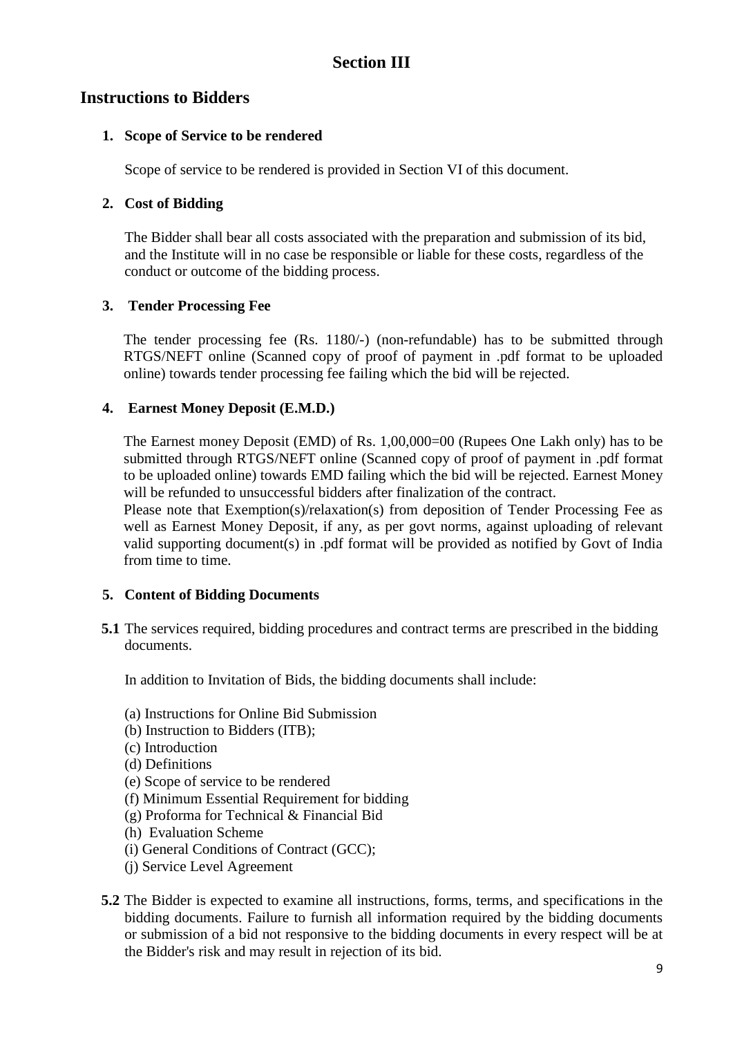# Section III

## Instructions to Bidders

### 1. Scope of Service to be rendered

Scope of service to be rendered is provided in Section VI of this document.

### 2. Cost of Bidding

The Bidder shall bear all costs associated with the preparation and submission of its bid, and the Institute will in no case be responsible or liable for these costs, regardless of the conduct or outcome of the bidding process.

### 3. Tender Processing Fee

The tender processing fee (Rs. 1180/-) (non-refundable) has to be submitted through RTGS/NEFT online (Scanned copy of proof of payment in .pdf format to be uploaded online) towards tender processing fee failing which the bid will be rejected.

### 4. Earnest Money Deposit (E.M.D.)

The Earnest money Deposit (EMD) of Rs. 1,00,000=00 (Rupees One Lakh only) has to be submitted through RTGS/NEFT online (Scanned copy of proof of payment in .pdf format to be uploaded online) towards EMD failing which the bid will be rejected. Earnest Money will be refunded to unsuccessful bidders after finalization of the contract.

Please note that Exemption(s)/relaxation(s) from deposition of Tender Processing Fee as well as Earnest Money Deposit, if any, as per govt norms, against uploading of relevant valid supporting document(s) in .pdf format will be provided as notified by Govt of India from time to time.

### 5. Content of Bidding Documents

**5.1** The services required, bidding procedures and contract terms are prescribed in the bidding documents.

In addition to Invitation of Bids, the bidding documents shall include:

(a) Instructions for Online Bid Submission
(b) Instruction to Bidders (ITB);
(c) Introduction
(d) Definitions
(e) Scope of service to be rendered
(f) Minimum Essential Requirement for bidding
(g) Proforma for Technical & Financial Bid
(h) Evaluation Scheme
(i) General Conditions of Contract (GCC);
(j) Service Level Agreement

**5.2** The Bidder is expected to examine all instructions, forms, terms, and specifications in the bidding documents. Failure to furnish all information required by the bidding documents or submission of a bid not responsive to the bidding documents in every respect will be at the Bidder's risk and may result in rejection of its bid.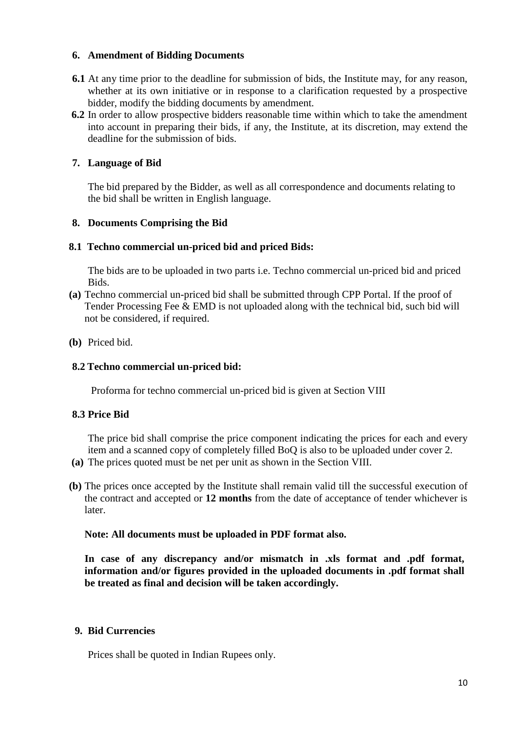### 6. Amendment of Bidding Documents

**6.1** At any time prior to the deadline for submission of bids, the Institute may, for any reason, whether at its own initiative or in response to a clarification requested by a prospective bidder, modify the bidding documents by amendment.

**6.2** In order to allow prospective bidders reasonable time within which to take the amendment into account in preparing their bids, if any, the Institute, at its discretion, may extend the deadline for the submission of bids.

### 7. Language of Bid

The bid prepared by the Bidder, as well as all correspondence and documents relating to the bid shall be written in English language.

### 8. Documents Comprising the Bid

**8.1 Techno commercial un-priced bid and priced Bids:**

The bids are to be uploaded in two parts i.e. Techno commercial un-priced bid and priced Bids.

**(a)** Techno commercial un-priced bid shall be submitted through CPP Portal. If the proof of Tender Processing Fee & EMD is not uploaded along with the technical bid, such bid will not be considered, if required.

**(b)** Priced bid.

**8.2 Techno commercial un-priced bid:**

Proforma for techno commercial un-priced bid is given at Section VIII

**8.3 Price Bid**

The price bid shall comprise the price component indicating the prices for each and every item and a scanned copy of completely filled BoQ is also to be uploaded under cover 2.

**(a)** The prices quoted must be net per unit as shown in the Section VIII.

**(b)** The prices once accepted by the Institute shall remain valid till the successful execution of the contract and accepted or **12 months** from the date of acceptance of tender whichever is later.

**Note: All documents must be uploaded in PDF format also.**

**In case of any discrepancy and/or mismatch in .xls format and .pdf format, information and/or figures provided in the uploaded documents in .pdf format shall be treated as final and decision will be taken accordingly.**

### 9. Bid Currencies

Prices shall be quoted in Indian Rupees only.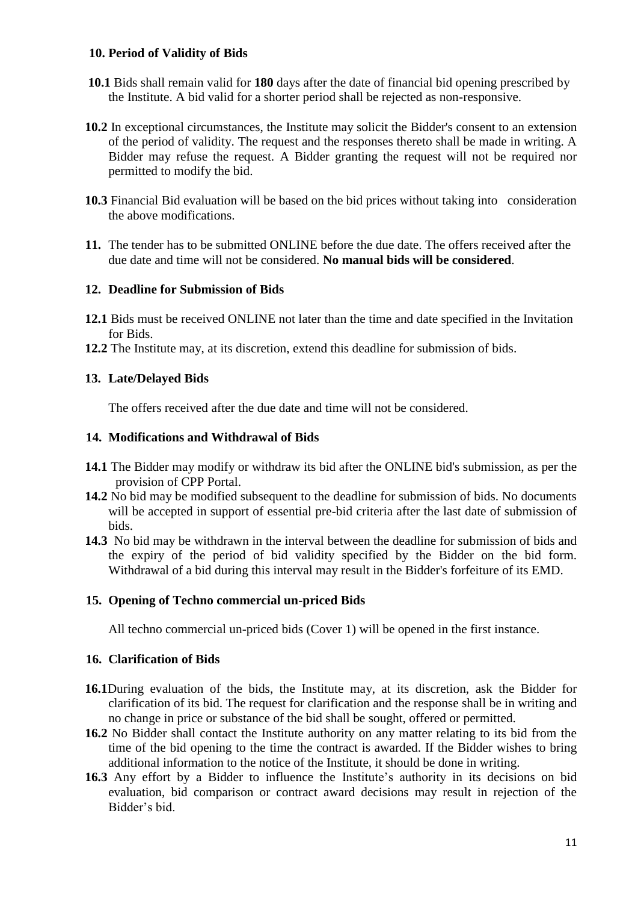**10. Period of Validity of Bids**

**10.1** Bids shall remain valid for **180** days after the date of financial bid opening prescribed by the Institute. A bid valid for a shorter period shall be rejected as non-responsive.

**10.2** In exceptional circumstances, the Institute may solicit the Bidder's consent to an extension of the period of validity. The request and the responses thereto shall be made in writing. A Bidder may refuse the request. A Bidder granting the request will not be required nor permitted to modify the bid.

**10.3** Financial Bid evaluation will be based on the bid prices without taking into consideration the above modifications.

**11.** The tender has to be submitted ONLINE before the due date. The offers received after the due date and time will not be considered. **No manual bids will be considered**.

**12. Deadline for Submission of Bids**

**12.1** Bids must be received ONLINE not later than the time and date specified in the Invitation for Bids.

**12.2** The Institute may, at its discretion, extend this deadline for submission of bids.

**13. Late/Delayed Bids**

The offers received after the due date and time will not be considered.

**14. Modifications and Withdrawal of Bids**

**14.1** The Bidder may modify or withdraw its bid after the ONLINE bid's submission, as per the provision of CPP Portal.

**14.2** No bid may be modified subsequent to the deadline for submission of bids. No documents will be accepted in support of essential pre-bid criteria after the last date of submission of bids.

**14.3** No bid may be withdrawn in the interval between the deadline for submission of bids and the expiry of the period of bid validity specified by the Bidder on the bid form. Withdrawal of a bid during this interval may result in the Bidder's forfeiture of its EMD.

**15. Opening of Techno commercial un-priced Bids**

All techno commercial un-priced bids (Cover 1) will be opened in the first instance.

**16. Clarification of Bids**

**16.1** During evaluation of the bids, the Institute may, at its discretion, ask the Bidder for clarification of its bid. The request for clarification and the response shall be in writing and no change in price or substance of the bid shall be sought, offered or permitted.

**16.2** No Bidder shall contact the Institute authority on any matter relating to its bid from the time of the bid opening to the time the contract is awarded. If the Bidder wishes to bring additional information to the notice of the Institute, it should be done in writing.

**16.3** Any effort by a Bidder to influence the Institute's authority in its decisions on bid evaluation, bid comparison or contract award decisions may result in rejection of the Bidder's bid.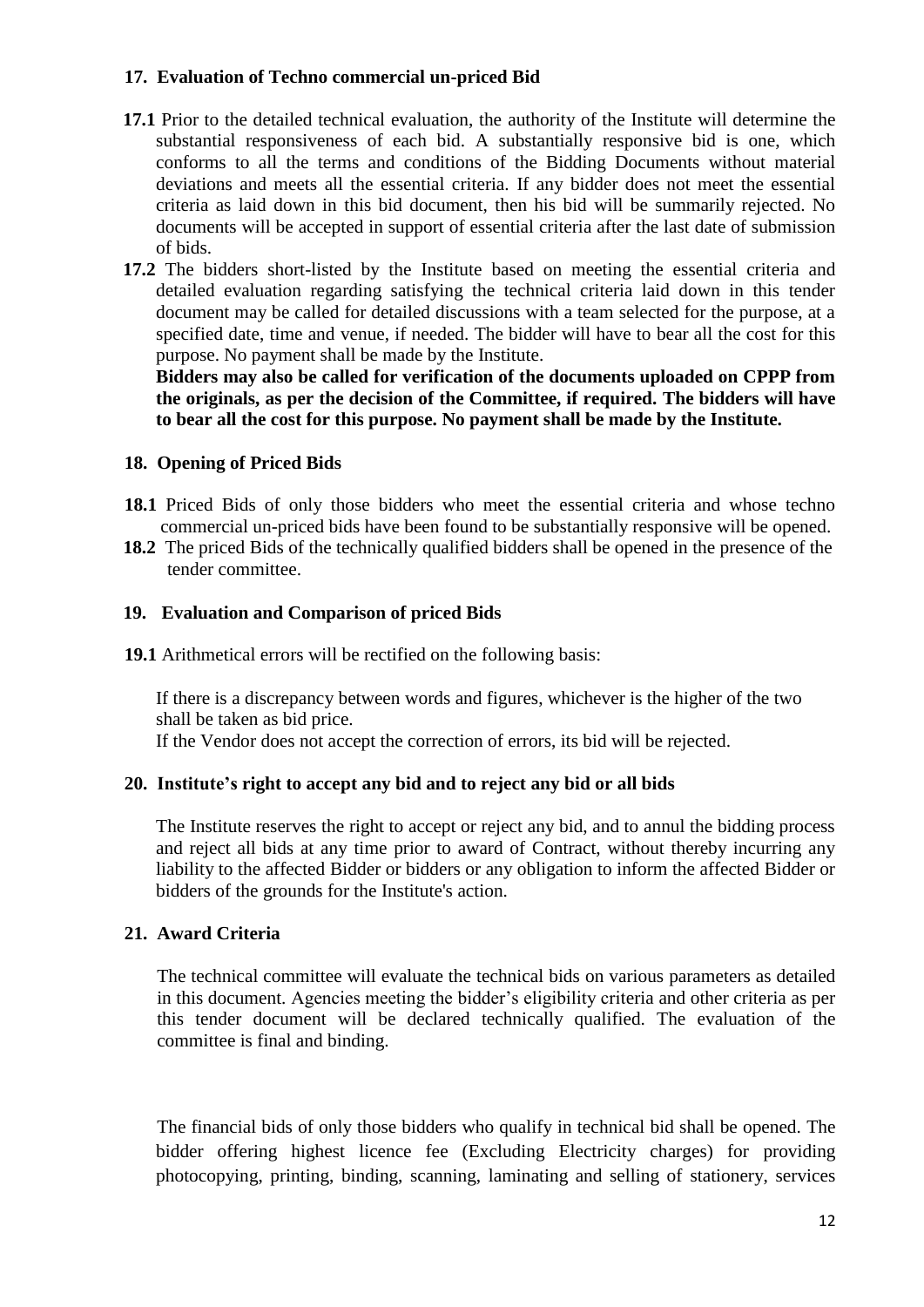## 17. Evaluation of Techno commercial un-priced Bid

**17.1** Prior to the detailed technical evaluation, the authority of the Institute will determine the substantial responsiveness of each bid. A substantially responsive bid is one, which conforms to all the terms and conditions of the Bidding Documents without material deviations and meets all the essential criteria. If any bidder does not meet the essential criteria as laid down in this bid document, then his bid will be summarily rejected. No documents will be accepted in support of essential criteria after the last date of submission of bids.

**17.2** The bidders short-listed by the Institute based on meeting the essential criteria and detailed evaluation regarding satisfying the technical criteria laid down in this tender document may be called for detailed discussions with a team selected for the purpose, at a specified date, time and venue, if needed. The bidder will have to bear all the cost for this purpose. No payment shall be made by the Institute.

**Bidders may also be called for verification of the documents uploaded on CPPP from the originals, as per the decision of the Committee, if required. The bidders will have to bear all the cost for this purpose. No payment shall be made by the Institute.**

## 18. Opening of Priced Bids

**18.1** Priced Bids of only those bidders who meet the essential criteria and whose techno commercial un-priced bids have been found to be substantially responsive will be opened.

**18.2** The priced Bids of the technically qualified bidders shall be opened in the presence of the tender committee.

## 19. Evaluation and Comparison of priced Bids

**19.1** Arithmetical errors will be rectified on the following basis:

If there is a discrepancy between words and figures, whichever is the higher of the two shall be taken as bid price.
If the Vendor does not accept the correction of errors, its bid will be rejected.

## 20. Institute's right to accept any bid and to reject any bid or all bids

The Institute reserves the right to accept or reject any bid, and to annul the bidding process and reject all bids at any time prior to award of Contract, without thereby incurring any liability to the affected Bidder or bidders or any obligation to inform the affected Bidder or bidders of the grounds for the Institute's action.

## 21. Award Criteria

The technical committee will evaluate the technical bids on various parameters as detailed in this document. Agencies meeting the bidder's eligibility criteria and other criteria as per this tender document will be declared technically qualified. The evaluation of the committee is final and binding.

The financial bids of only those bidders who qualify in technical bid shall be opened. The bidder offering highest licence fee (Excluding Electricity charges) for providing photocopying, printing, binding, scanning, laminating and selling of stationery, services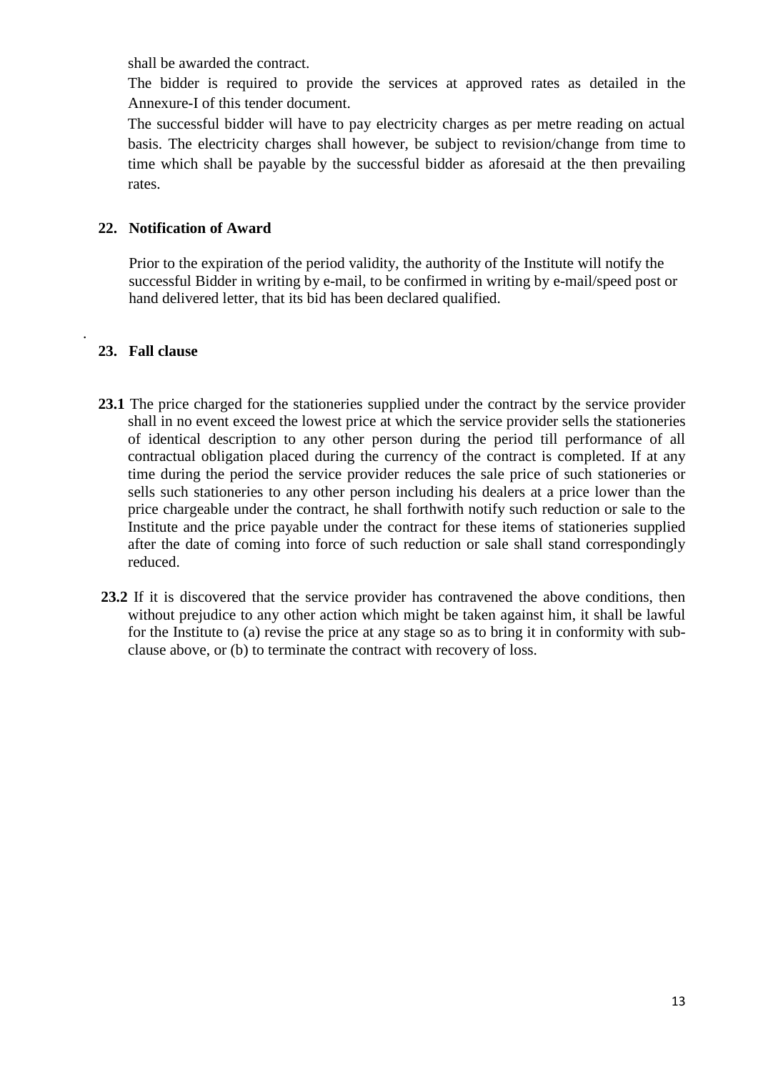shall be awarded the contract.

The bidder is required to provide the services at approved rates as detailed in the Annexure-I of this tender document.

The successful bidder will have to pay electricity charges as per metre reading on actual basis. The electricity charges shall however, be subject to revision/change from time to time which shall be payable by the successful bidder as aforesaid at the then prevailing rates.

**22. Notification of Award**

Prior to the expiration of the period validity, the authority of the Institute will notify the successful Bidder in writing by e-mail, to be confirmed in writing by e-mail/speed post or hand delivered letter, that its bid has been declared qualified.

**23. Fall clause**

**23.1** The price charged for the stationeries supplied under the contract by the service provider shall in no event exceed the lowest price at which the service provider sells the stationeries of identical description to any other person during the period till performance of all contractual obligation placed during the currency of the contract is completed. If at any time during the period the service provider reduces the sale price of such stationeries or sells such stationeries to any other person including his dealers at a price lower than the price chargeable under the contract, he shall forthwith notify such reduction or sale to the Institute and the price payable under the contract for these items of stationeries supplied after the date of coming into force of such reduction or sale shall stand correspondingly reduced.

**23.2** If it is discovered that the service provider has contravened the above conditions, then without prejudice to any other action which might be taken against him, it shall be lawful for the Institute to (a) revise the price at any stage so as to bring it in conformity with sub-clause above, or (b) to terminate the contract with recovery of loss.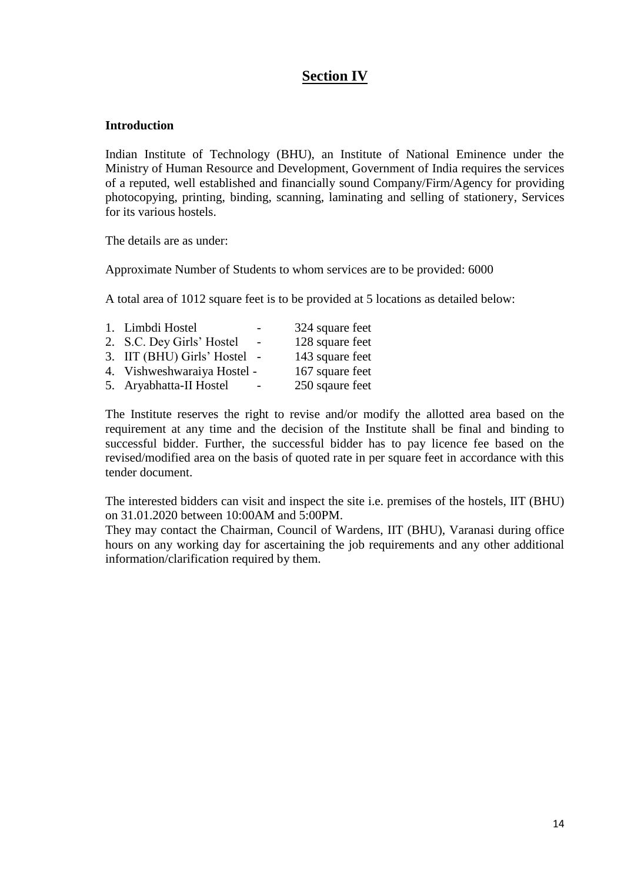# Section IV

**Introduction**

Indian Institute of Technology (BHU), an Institute of National Eminence under the Ministry of Human Resource and Development, Government of India requires the services of a reputed, well established and financially sound Company/Firm/Agency for providing photocopying, printing, binding, scanning, laminating and selling of stationery, Services for its various hostels.

The details are as under:

Approximate Number of Students to whom services are to be provided: 6000

A total area of 1012 square feet is to be provided at 5 locations as detailed below:

1. Limbdi Hostel - 324 square feet
2. S.C. Dey Girls' Hostel - 128 square feet
3. IIT (BHU) Girls' Hostel - 143 square feet
4. Vishweshwaraiya Hostel - 167 square feet
5. Aryabhatta-II Hostel - 250 sqaure feet

The Institute reserves the right to revise and/or modify the allotted area based on the requirement at any time and the decision of the Institute shall be final and binding to successful bidder. Further, the successful bidder has to pay licence fee based on the revised/modified area on the basis of quoted rate in per square feet in accordance with this tender document.

The interested bidders can visit and inspect the site i.e. premises of the hostels, IIT (BHU) on 31.01.2020 between 10:00AM and 5:00PM.
They may contact the Chairman, Council of Wardens, IIT (BHU), Varanasi during office hours on any working day for ascertaining the job requirements and any other additional information/clarification required by them.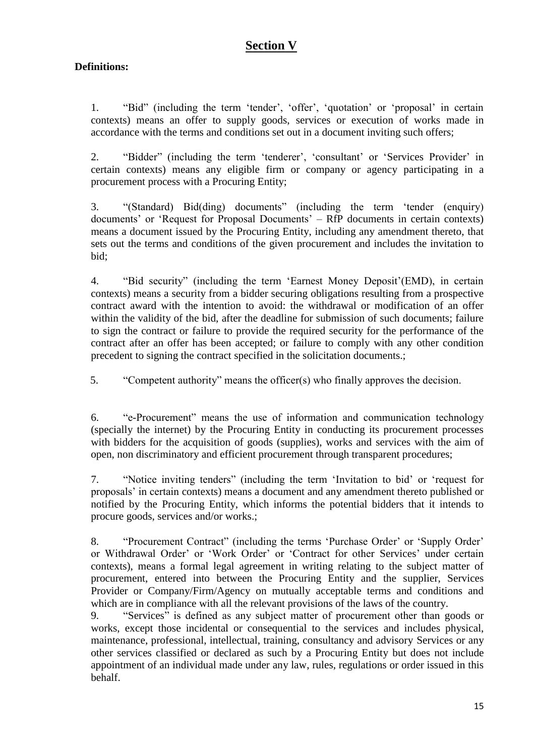## Section V

**Definitions:**

1. "Bid" (including the term 'tender', 'offer', 'quotation' or 'proposal' in certain contexts) means an offer to supply goods, services or execution of works made in accordance with the terms and conditions set out in a document inviting such offers;

2. "Bidder" (including the term 'tenderer', 'consultant' or 'Services Provider' in certain contexts) means any eligible firm or company or agency participating in a procurement process with a Procuring Entity;

3. "(Standard) Bid(ding) documents" (including the term 'tender (enquiry) documents' or 'Request for Proposal Documents' – RfP documents in certain contexts) means a document issued by the Procuring Entity, including any amendment thereto, that sets out the terms and conditions of the given procurement and includes the invitation to bid;

4. "Bid security" (including the term 'Earnest Money Deposit'(EMD), in certain contexts) means a security from a bidder securing obligations resulting from a prospective contract award with the intention to avoid: the withdrawal or modification of an offer within the validity of the bid, after the deadline for submission of such documents; failure to sign the contract or failure to provide the required security for the performance of the contract after an offer has been accepted; or failure to comply with any other condition precedent to signing the contract specified in the solicitation documents.;

5. "Competent authority" means the officer(s) who finally approves the decision.

6. "e-Procurement" means the use of information and communication technology (specially the internet) by the Procuring Entity in conducting its procurement processes with bidders for the acquisition of goods (supplies), works and services with the aim of open, non discriminatory and efficient procurement through transparent procedures;

7. "Notice inviting tenders" (including the term 'Invitation to bid' or 'request for proposals' in certain contexts) means a document and any amendment thereto published or notified by the Procuring Entity, which informs the potential bidders that it intends to procure goods, services and/or works.;

8. "Procurement Contract" (including the terms 'Purchase Order' or 'Supply Order' or Withdrawal Order' or 'Work Order' or 'Contract for other Services' under certain contexts), means a formal legal agreement in writing relating to the subject matter of procurement, entered into between the Procuring Entity and the supplier, Services Provider or Company/Firm/Agency on mutually acceptable terms and conditions and which are in compliance with all the relevant provisions of the laws of the country.

9. "Services" is defined as any subject matter of procurement other than goods or works, except those incidental or consequential to the services and includes physical, maintenance, professional, intellectual, training, consultancy and advisory Services or any other services classified or declared as such by a Procuring Entity but does not include appointment of an individual made under any law, rules, regulations or order issued in this behalf.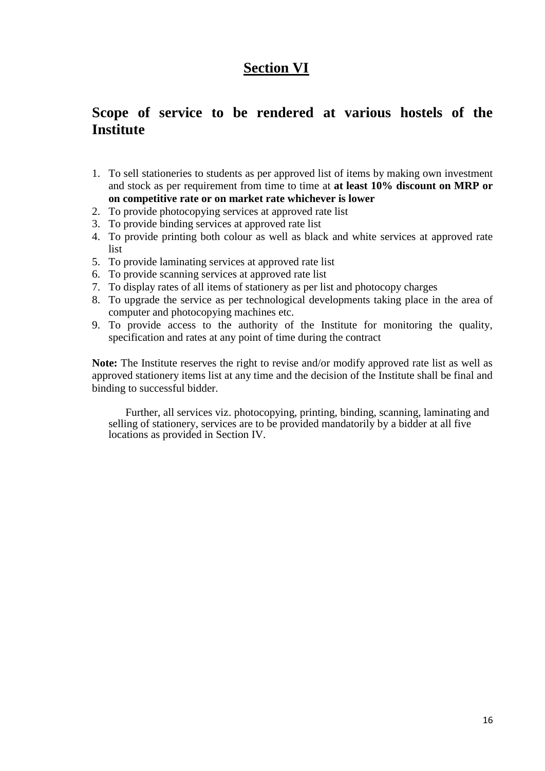# Section VI

## Scope of service to be rendered at various hostels of the Institute

1. To sell stationeries to students as per approved list of items by making own investment and stock as per requirement from time to time at **at least 10% discount on MRP or on competitive rate or on market rate whichever is lower**
2. To provide photocopying services at approved rate list
3. To provide binding services at approved rate list
4. To provide printing both colour as well as black and white services at approved rate list
5. To provide laminating services at approved rate list
6. To provide scanning services at approved rate list
7. To display rates of all items of stationery as per list and photocopy charges
8. To upgrade the service as per technological developments taking place in the area of computer and photocopying machines etc.
9. To provide access to the authority of the Institute for monitoring the quality, specification and rates at any point of time during the contract

**Note:** The Institute reserves the right to revise and/or modify approved rate list as well as approved stationery items list at any time and the decision of the Institute shall be final and binding to successful bidder.

Further, all services viz. photocopying, printing, binding, scanning, laminating and selling of stationery, services are to be provided mandatorily by a bidder at all five locations as provided in Section IV.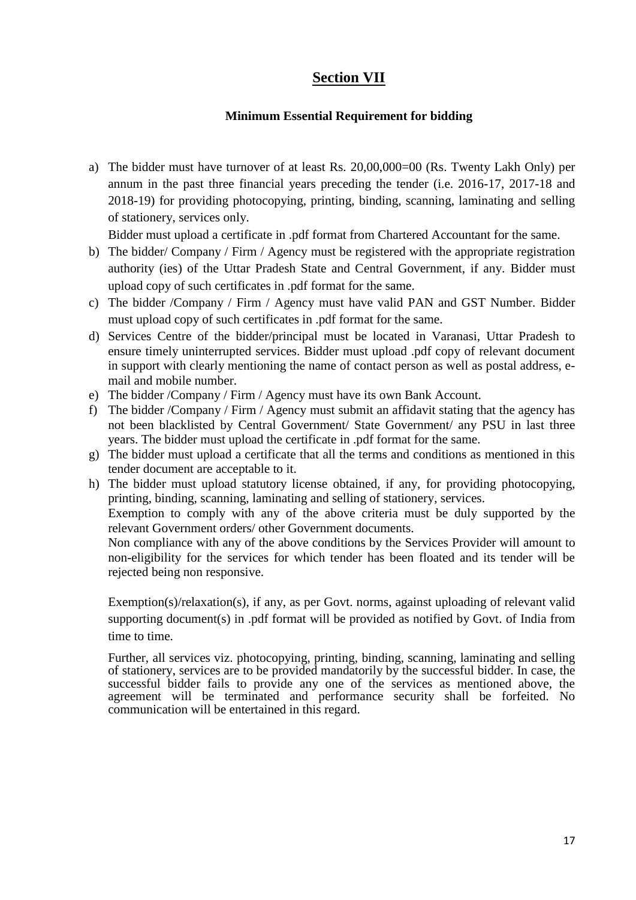# Section VII

**Minimum Essential Requirement for bidding**

a) The bidder must have turnover of at least Rs. 20,00,000=00 (Rs. Twenty Lakh Only) per annum in the past three financial years preceding the tender (i.e. 2016-17, 2017-18 and 2018-19) for providing photocopying, printing, binding, scanning, laminating and selling of stationery, services only.

   Bidder must upload a certificate in .pdf format from Chartered Accountant for the same.

b) The bidder/ Company / Firm / Agency must be registered with the appropriate registration authority (ies) of the Uttar Pradesh State and Central Government, if any. Bidder must upload copy of such certificates in .pdf format for the same.

c) The bidder /Company / Firm / Agency must have valid PAN and GST Number. Bidder must upload copy of such certificates in .pdf format for the same.

d) Services Centre of the bidder/principal must be located in Varanasi, Uttar Pradesh to ensure timely uninterrupted services. Bidder must upload .pdf copy of relevant document in support with clearly mentioning the name of contact person as well as postal address, e-mail and mobile number.

e) The bidder /Company / Firm / Agency must have its own Bank Account.

f) The bidder /Company / Firm / Agency must submit an affidavit stating that the agency has not been blacklisted by Central Government/ State Government/ any PSU in last three years. The bidder must upload the certificate in .pdf format for the same.

g) The bidder must upload a certificate that all the terms and conditions as mentioned in this tender document are acceptable to it.

h) The bidder must upload statutory license obtained, if any, for providing photocopying, printing, binding, scanning, laminating and selling of stationery, services.

   Exemption to comply with any of the above criteria must be duly supported by the relevant Government orders/ other Government documents.

   Non compliance with any of the above conditions by the Services Provider will amount to non-eligibility for the services for which tender has been floated and its tender will be rejected being non responsive.

   Exemption(s)/relaxation(s), if any, as per Govt. norms, against uploading of relevant valid supporting document(s) in .pdf format will be provided as notified by Govt. of India from time to time.

   Further, all services viz. photocopying, printing, binding, scanning, laminating and selling of stationery, services are to be provided mandatorily by the successful bidder. In case, the successful bidder fails to provide any one of the services as mentioned above, the agreement will be terminated and performance security shall be forfeited. No communication will be entertained in this regard.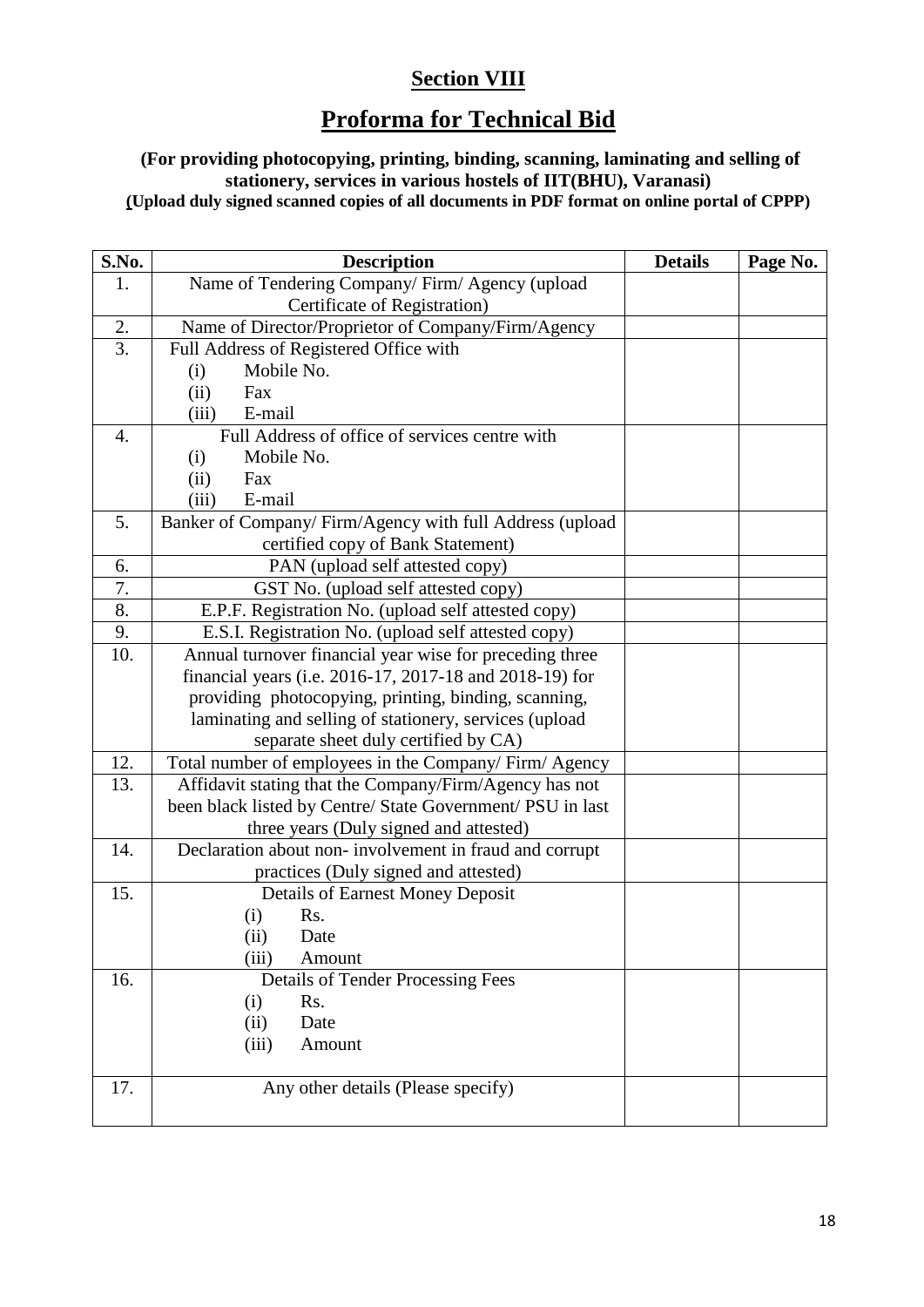## Section VIII

# Proforma for Technical Bid

**(For providing photocopying, printing, binding, scanning, laminating and selling of stationery, services in various hostels of IIT(BHU), Varanasi)**
**(Upload duly signed scanned copies of all documents in PDF format on online portal of CPPP)**

| S.No. | Description | Details | Page No. |
|---|---|---|---|
| 1. | Name of Tendering Company/ Firm/ Agency (upload Certificate of Registration) | | |
| 2. | Name of Director/Proprietor of Company/Firm/Agency | | |
| 3. | Full Address of Registered Office with<br>(i) Mobile No.<br>(ii) Fax<br>(iii) E-mail | | |
| 4. | Full Address of office of services centre with<br>(i) Mobile No.<br>(ii) Fax<br>(iii) E-mail | | |
| 5. | Banker of Company/ Firm/Agency with full Address (upload certified copy of Bank Statement) | | |
| 6. | PAN (upload self attested copy) | | |
| 7. | GST No. (upload self attested copy) | | |
| 8. | E.P.F. Registration No. (upload self attested copy) | | |
| 9. | E.S.I. Registration No. (upload self attested copy) | | |
| 10. | Annual turnover financial year wise for preceding three financial years (i.e. 2016-17, 2017-18 and 2018-19) for providing photocopying, printing, binding, scanning, laminating and selling of stationery, services (upload separate sheet duly certified by CA) | | |
| 12. | Total number of employees in the Company/ Firm/ Agency | | |
| 13. | Affidavit stating that the Company/Firm/Agency has not been black listed by Centre/ State Government/ PSU in last three years (Duly signed and attested) | | |
| 14. | Declaration about non- involvement in fraud and corrupt practices (Duly signed and attested) | | |
| 15. | Details of Earnest Money Deposit<br>(i) Rs.<br>(ii) Date<br>(iii) Amount | | |
| 16. | Details of Tender Processing Fees<br>(i) Rs.<br>(ii) Date<br>(iii) Amount | | |
| 17. | Any other details (Please specify) | | |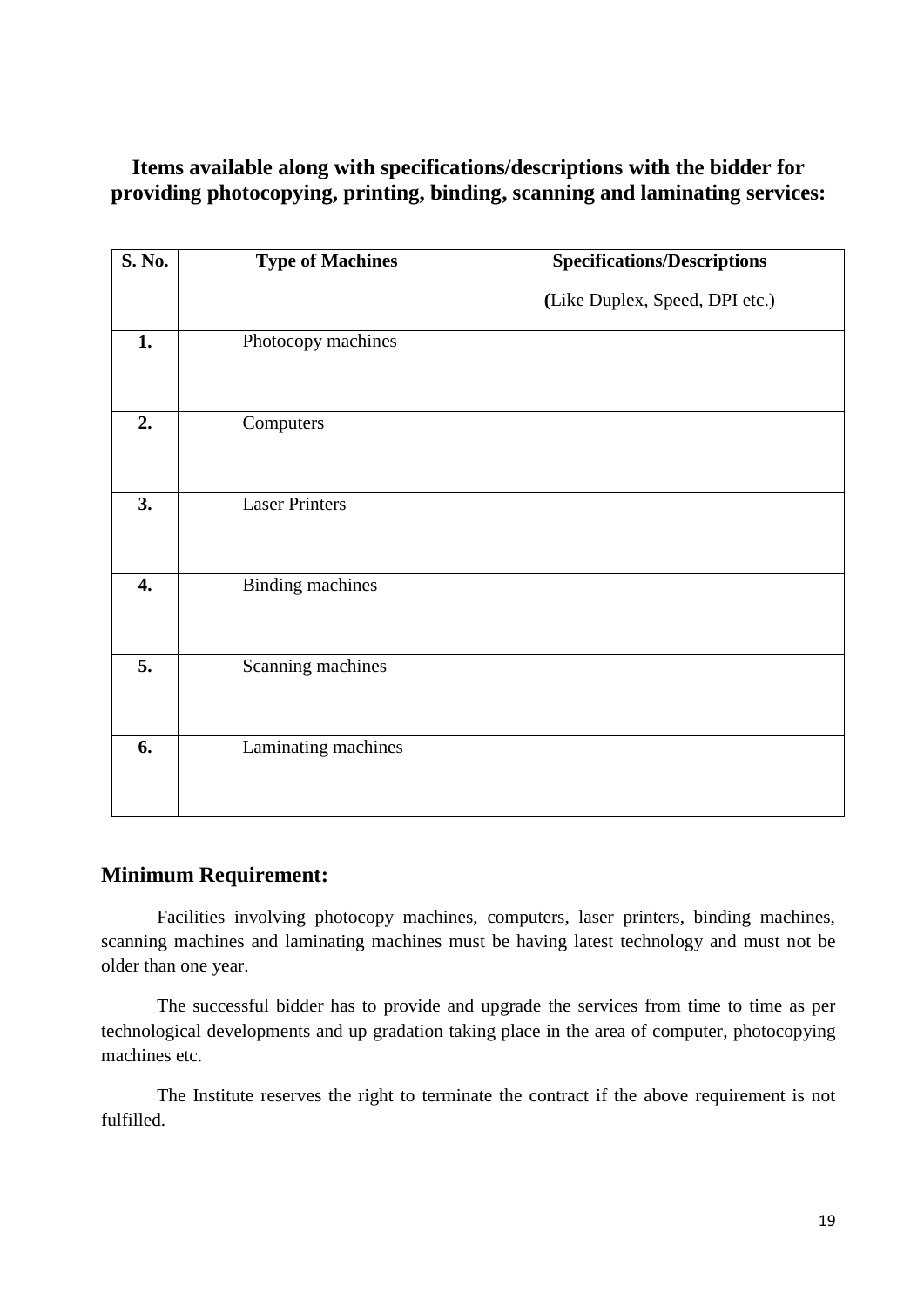## Items available along with specifications/descriptions with the bidder for providing photocopying, printing, binding, scanning and laminating services:

| S. No. | Type of Machines | Specifications/Descriptions (Like Duplex, Speed, DPI etc.) |
|---|---|---|
| **1.** | Photocopy machines | |
| **2.** | Computers | |
| **3.** | Laser Printers | |
| **4.** | Binding machines | |
| **5.** | Scanning machines | |
| **6.** | Laminating machines | |

## Minimum Requirement:

Facilities involving photocopy machines, computers, laser printers, binding machines, scanning machines and laminating machines must be having latest technology and must not be older than one year.

The successful bidder has to provide and upgrade the services from time to time as per technological developments and up gradation taking place in the area of computer, photocopying machines etc.

The Institute reserves the right to terminate the contract if the above requirement is not fulfilled.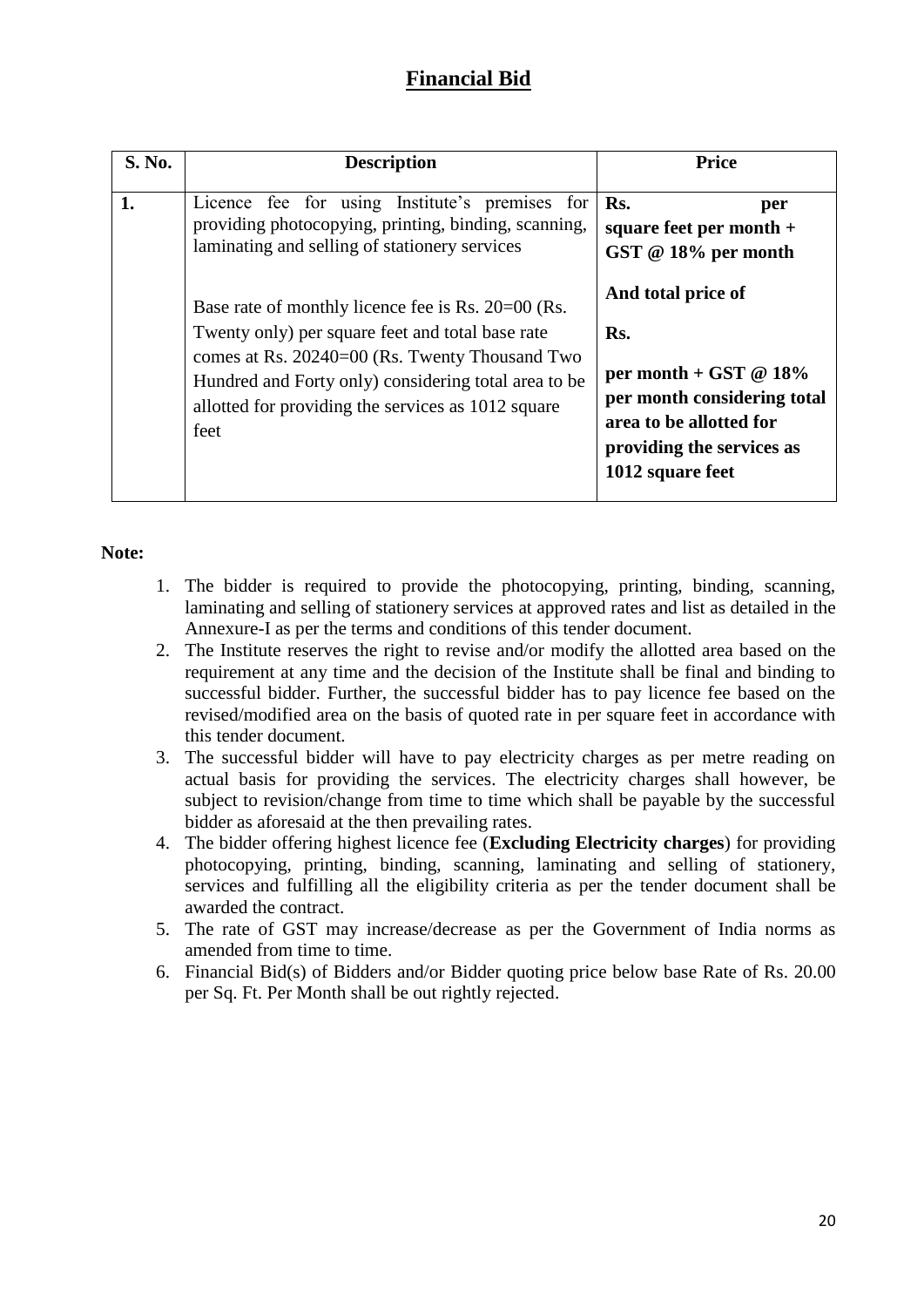# Financial Bid

| S. No. | Description | Price |
|---|---|---|
| **1.** | Licence fee for using Institute's premises for providing photocopying, printing, binding, scanning, laminating and selling of stationery services<br><br>Base rate of monthly licence fee is Rs. 20=00 (Rs. Twenty only) per square feet and total base rate comes at Rs. 20240=00 (Rs. Twenty Thousand Two Hundred and Forty only) considering total area to be allotted for providing the services as 1012 square feet | **Rs. per square feet per month + GST @ 18% per month**<br><br>**And total price of**<br><br>**Rs.**<br><br>**per month + GST @ 18% per month considering total area to be allotted for providing the services as 1012 square feet** |

**Note:**

1. The bidder is required to provide the photocopying, printing, binding, scanning, laminating and selling of stationery services at approved rates and list as detailed in the Annexure-I as per the terms and conditions of this tender document.
2. The Institute reserves the right to revise and/or modify the allotted area based on the requirement at any time and the decision of the Institute shall be final and binding to successful bidder. Further, the successful bidder has to pay licence fee based on the revised/modified area on the basis of quoted rate in per square feet in accordance with this tender document.
3. The successful bidder will have to pay electricity charges as per metre reading on actual basis for providing the services. The electricity charges shall however, be subject to revision/change from time to time which shall be payable by the successful bidder as aforesaid at the then prevailing rates.
4. The bidder offering highest licence fee (**Excluding Electricity charges**) for providing photocopying, printing, binding, scanning, laminating and selling of stationery, services and fulfilling all the eligibility criteria as per the tender document shall be awarded the contract.
5. The rate of GST may increase/decrease as per the Government of India norms as amended from time to time.
6. Financial Bid(s) of Bidders and/or Bidder quoting price below base Rate of Rs. 20.00 per Sq. Ft. Per Month shall be out rightly rejected.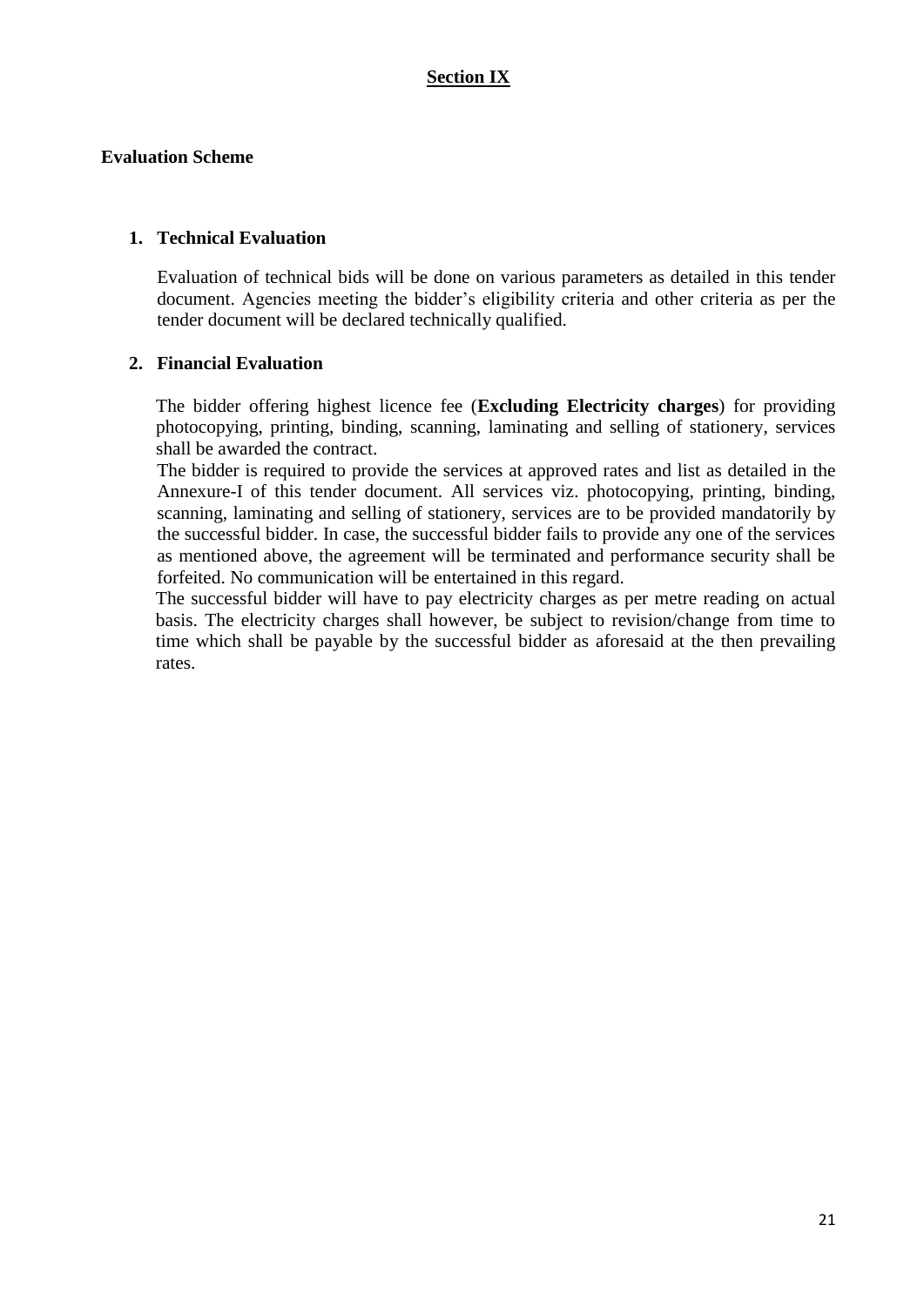## Section IX

**Evaluation Scheme**

### 1. Technical Evaluation

Evaluation of technical bids will be done on various parameters as detailed in this tender document. Agencies meeting the bidder's eligibility criteria and other criteria as per the tender document will be declared technically qualified.

### 2. Financial Evaluation

The bidder offering highest licence fee (**Excluding Electricity charges**) for providing photocopying, printing, binding, scanning, laminating and selling of stationery, services shall be awarded the contract.

The bidder is required to provide the services at approved rates and list as detailed in the Annexure-I of this tender document. All services viz. photocopying, printing, binding, scanning, laminating and selling of stationery, services are to be provided mandatorily by the successful bidder. In case, the successful bidder fails to provide any one of the services as mentioned above, the agreement will be terminated and performance security shall be forfeited. No communication will be entertained in this regard.

The successful bidder will have to pay electricity charges as per metre reading on actual basis. The electricity charges shall however, be subject to revision/change from time to time which shall be payable by the successful bidder as aforesaid at the then prevailing rates.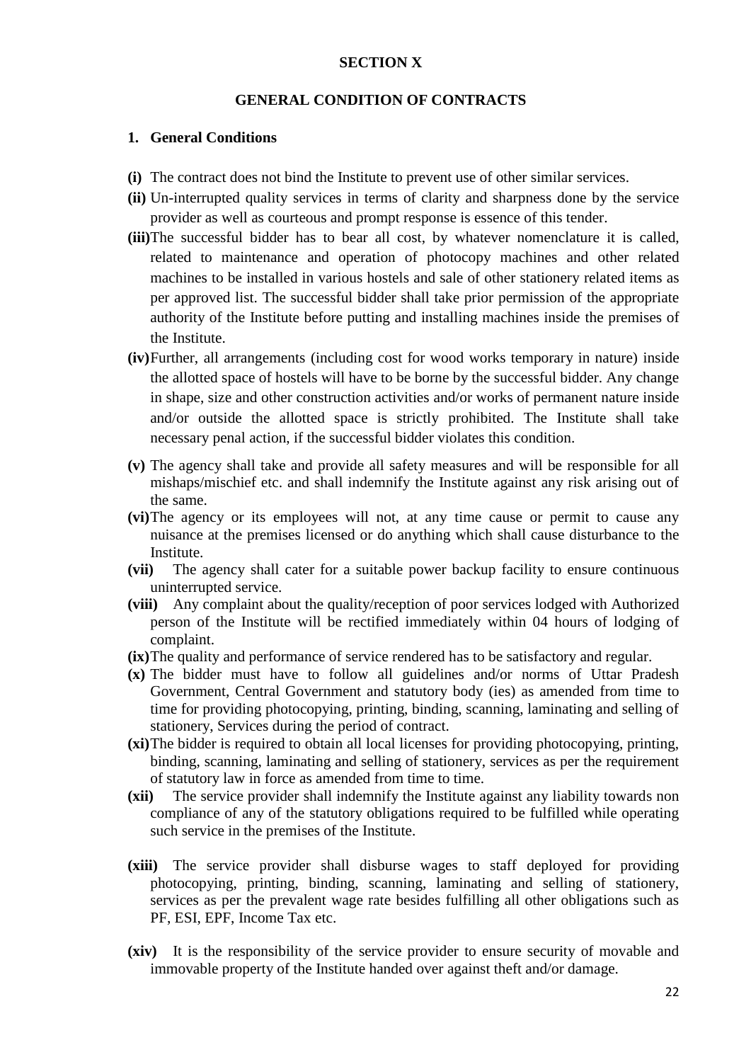**SECTION X**

**GENERAL CONDITION OF CONTRACTS**

**1. General Conditions**

**(i)** The contract does not bind the Institute to prevent use of other similar services.

**(ii)** Un-interrupted quality services in terms of clarity and sharpness done by the service provider as well as courteous and prompt response is essence of this tender.

**(iii)** The successful bidder has to bear all cost, by whatever nomenclature it is called, related to maintenance and operation of photocopy machines and other related machines to be installed in various hostels and sale of other stationery related items as per approved list. The successful bidder shall take prior permission of the appropriate authority of the Institute before putting and installing machines inside the premises of the Institute.

**(iv)** Further, all arrangements (including cost for wood works temporary in nature) inside the allotted space of hostels will have to be borne by the successful bidder. Any change in shape, size and other construction activities and/or works of permanent nature inside and/or outside the allotted space is strictly prohibited. The Institute shall take necessary penal action, if the successful bidder violates this condition.

**(v)** The agency shall take and provide all safety measures and will be responsible for all mishaps/mischief etc. and shall indemnify the Institute against any risk arising out of the same.

**(vi)** The agency or its employees will not, at any time cause or permit to cause any nuisance at the premises licensed or do anything which shall cause disturbance to the Institute.

**(vii)** The agency shall cater for a suitable power backup facility to ensure continuous uninterrupted service.

**(viii)** Any complaint about the quality/reception of poor services lodged with Authorized person of the Institute will be rectified immediately within 04 hours of lodging of complaint.

**(ix)** The quality and performance of service rendered has to be satisfactory and regular.

**(x)** The bidder must have to follow all guidelines and/or norms of Uttar Pradesh Government, Central Government and statutory body (ies) as amended from time to time for providing photocopying, printing, binding, scanning, laminating and selling of stationery, Services during the period of contract.

**(xi)** The bidder is required to obtain all local licenses for providing photocopying, printing, binding, scanning, laminating and selling of stationery, services as per the requirement of statutory law in force as amended from time to time.

**(xii)** The service provider shall indemnify the Institute against any liability towards non compliance of any of the statutory obligations required to be fulfilled while operating such service in the premises of the Institute.

**(xiii)** The service provider shall disburse wages to staff deployed for providing photocopying, printing, binding, scanning, laminating and selling of stationery, services as per the prevalent wage rate besides fulfilling all other obligations such as PF, ESI, EPF, Income Tax etc.

**(xiv)** It is the responsibility of the service provider to ensure security of movable and immovable property of the Institute handed over against theft and/or damage.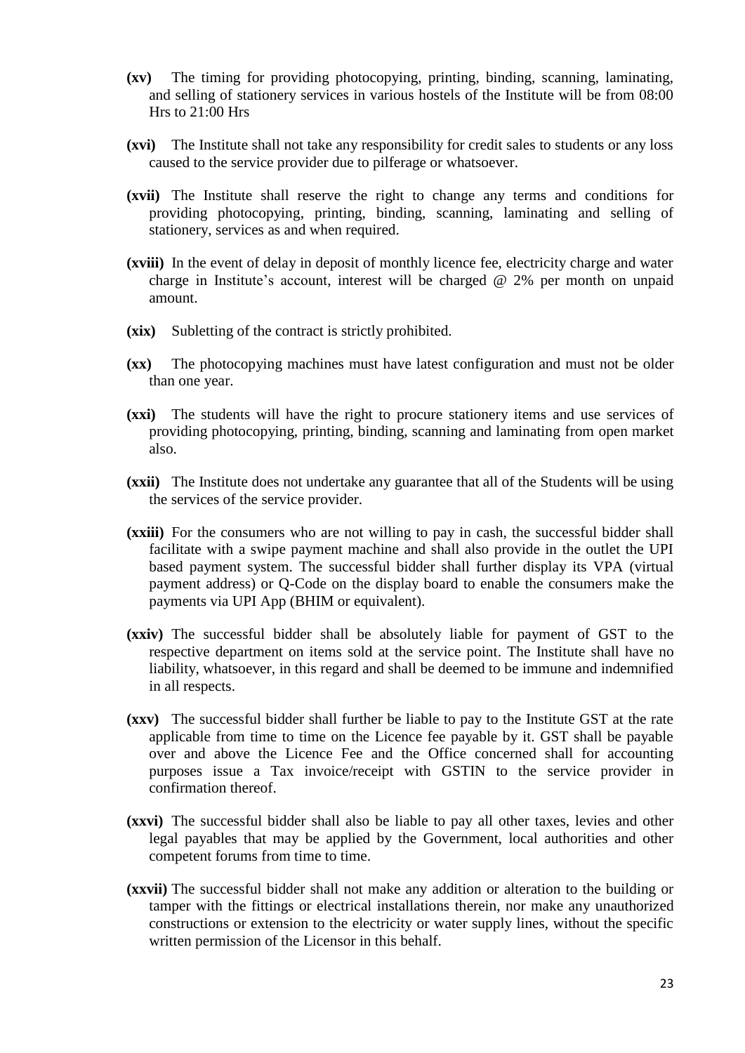- **(xv)** The timing for providing photocopying, printing, binding, scanning, laminating, and selling of stationery services in various hostels of the Institute will be from 08:00 Hrs to 21:00 Hrs

- **(xvi)** The Institute shall not take any responsibility for credit sales to students or any loss caused to the service provider due to pilferage or whatsoever.

- **(xvii)** The Institute shall reserve the right to change any terms and conditions for providing photocopying, printing, binding, scanning, laminating and selling of stationery, services as and when required.

- **(xviii)** In the event of delay in deposit of monthly licence fee, electricity charge and water charge in Institute's account, interest will be charged @ 2% per month on unpaid amount.

- **(xix)** Subletting of the contract is strictly prohibited.

- **(xx)** The photocopying machines must have latest configuration and must not be older than one year.

- **(xxi)** The students will have the right to procure stationery items and use services of providing photocopying, printing, binding, scanning and laminating from open market also.

- **(xxii)** The Institute does not undertake any guarantee that all of the Students will be using the services of the service provider.

- **(xxiii)** For the consumers who are not willing to pay in cash, the successful bidder shall facilitate with a swipe payment machine and shall also provide in the outlet the UPI based payment system. The successful bidder shall further display its VPA (virtual payment address) or Q-Code on the display board to enable the consumers make the payments via UPI App (BHIM or equivalent).

- **(xxiv)** The successful bidder shall be absolutely liable for payment of GST to the respective department on items sold at the service point. The Institute shall have no liability, whatsoever, in this regard and shall be deemed to be immune and indemnified in all respects.

- **(xxv)** The successful bidder shall further be liable to pay to the Institute GST at the rate applicable from time to time on the Licence fee payable by it. GST shall be payable over and above the Licence Fee and the Office concerned shall for accounting purposes issue a Tax invoice/receipt with GSTIN to the service provider in confirmation thereof.

- **(xxvi)** The successful bidder shall also be liable to pay all other taxes, levies and other legal payables that may be applied by the Government, local authorities and other competent forums from time to time.

- **(xxvii)** The successful bidder shall not make any addition or alteration to the building or tamper with the fittings or electrical installations therein, nor make any unauthorized constructions or extension to the electricity or water supply lines, without the specific written permission of the Licensor in this behalf.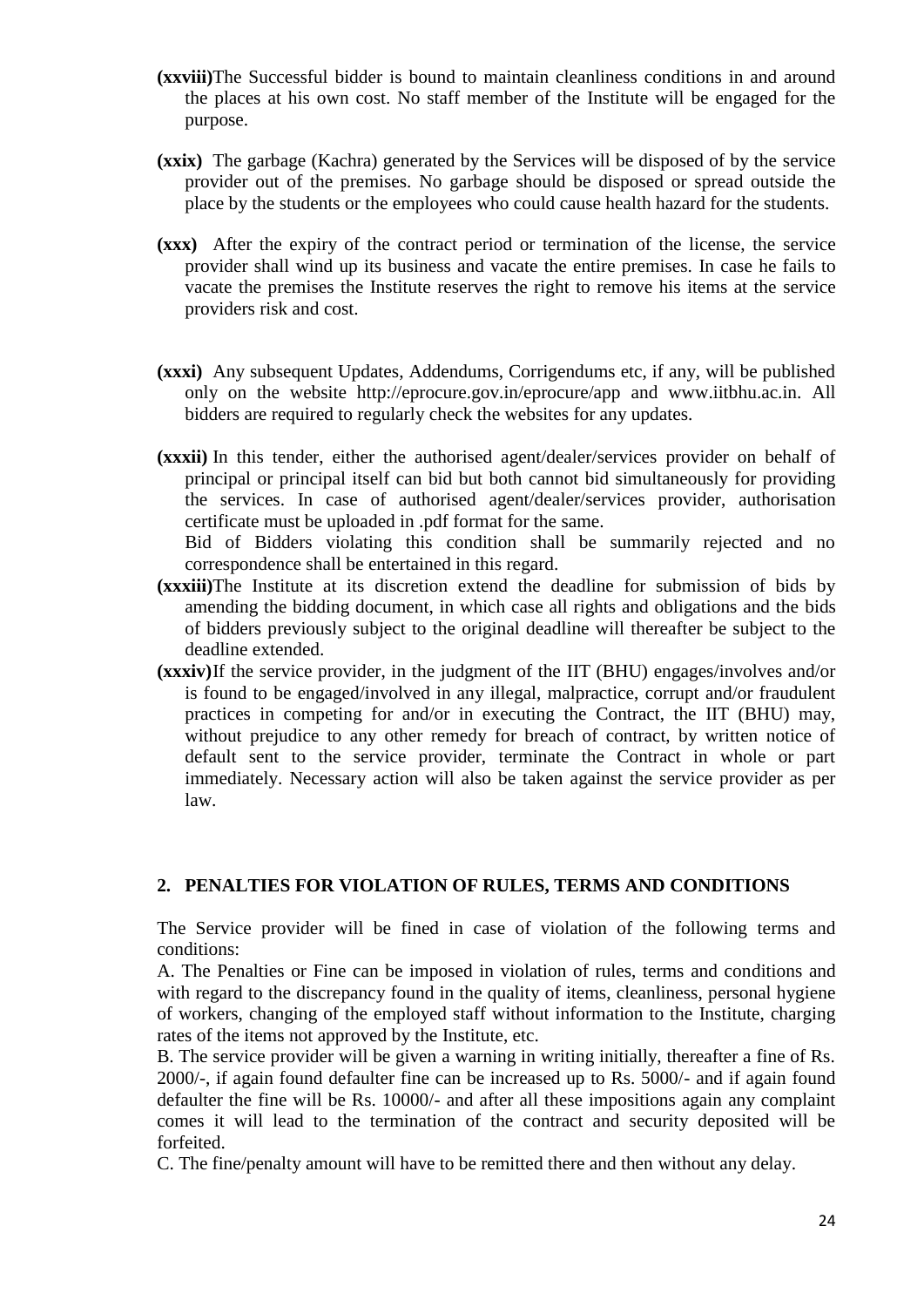**(xxviii)** The Successful bidder is bound to maintain cleanliness conditions in and around the places at his own cost. No staff member of the Institute will be engaged for the purpose.

**(xxix)** The garbage (Kachra) generated by the Services will be disposed of by the service provider out of the premises. No garbage should be disposed or spread outside the place by the students or the employees who could cause health hazard for the students.

**(xxx)** After the expiry of the contract period or termination of the license, the service provider shall wind up its business and vacate the entire premises. In case he fails to vacate the premises the Institute reserves the right to remove his items at the service providers risk and cost.

**(xxxi)** Any subsequent Updates, Addendums, Corrigendums etc, if any, will be published only on the website http://eprocure.gov.in/eprocure/app and www.iitbhu.ac.in. All bidders are required to regularly check the websites for any updates.

**(xxxii)** In this tender, either the authorised agent/dealer/services provider on behalf of principal or principal itself can bid but both cannot bid simultaneously for providing the services. In case of authorised agent/dealer/services provider, authorisation certificate must be uploaded in .pdf format for the same.
Bid of Bidders violating this condition shall be summarily rejected and no correspondence shall be entertained in this regard.

**(xxxiii)** The Institute at its discretion extend the deadline for submission of bids by amending the bidding document, in which case all rights and obligations and the bids of bidders previously subject to the original deadline will thereafter be subject to the deadline extended.

**(xxxiv)** If the service provider, in the judgment of the IIT (BHU) engages/involves and/or is found to be engaged/involved in any illegal, malpractice, corrupt and/or fraudulent practices in competing for and/or in executing the Contract, the IIT (BHU) may, without prejudice to any other remedy for breach of contract, by written notice of default sent to the service provider, terminate the Contract in whole or part immediately. Necessary action will also be taken against the service provider as per law.

## 2. PENALTIES FOR VIOLATION OF RULES, TERMS AND CONDITIONS

The Service provider will be fined in case of violation of the following terms and conditions:

A. The Penalties or Fine can be imposed in violation of rules, terms and conditions and with regard to the discrepancy found in the quality of items, cleanliness, personal hygiene of workers, changing of the employed staff without information to the Institute, charging rates of the items not approved by the Institute, etc.

B. The service provider will be given a warning in writing initially, thereafter a fine of Rs. 2000/-, if again found defaulter fine can be increased up to Rs. 5000/- and if again found defaulter the fine will be Rs. 10000/- and after all these impositions again any complaint comes it will lead to the termination of the contract and security deposited will be forfeited.

C. The fine/penalty amount will have to be remitted there and then without any delay.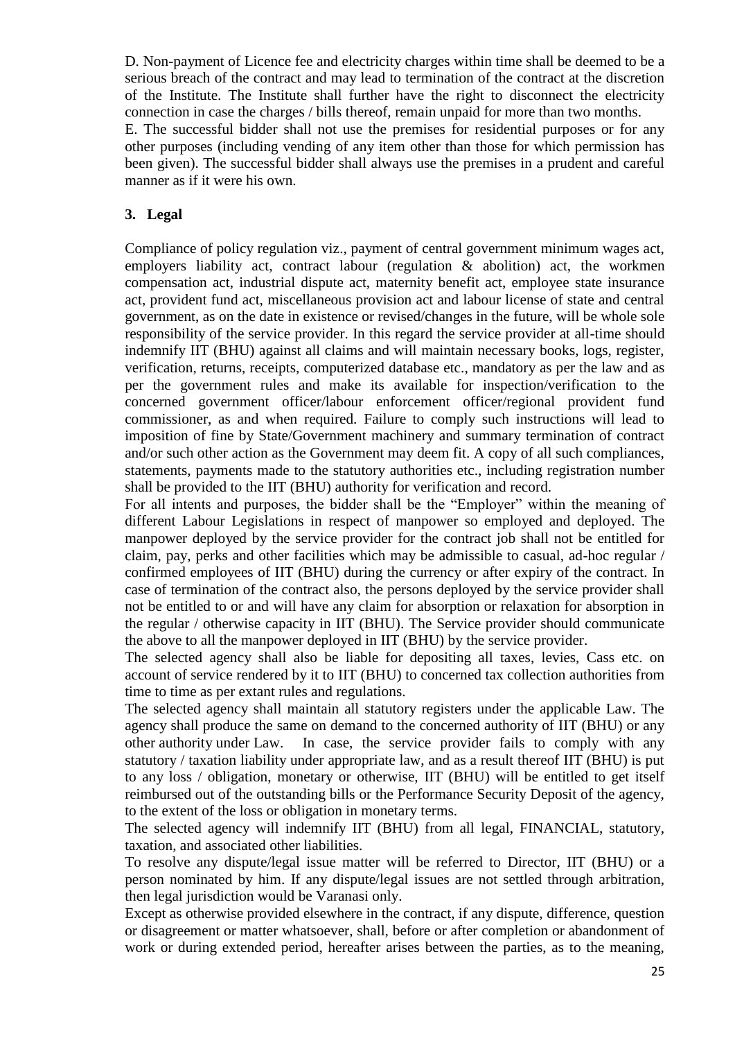D. Non-payment of Licence fee and electricity charges within time shall be deemed to be a serious breach of the contract and may lead to termination of the contract at the discretion of the Institute. The Institute shall further have the right to disconnect the electricity connection in case the charges / bills thereof, remain unpaid for more than two months.

E. The successful bidder shall not use the premises for residential purposes or for any other purposes (including vending of any item other than those for which permission has been given). The successful bidder shall always use the premises in a prudent and careful manner as if it were his own.

### 3. Legal

Compliance of policy regulation viz., payment of central government minimum wages act, employers liability act, contract labour (regulation & abolition) act, the workmen compensation act, industrial dispute act, maternity benefit act, employee state insurance act, provident fund act, miscellaneous provision act and labour license of state and central government, as on the date in existence or revised/changes in the future, will be whole sole responsibility of the service provider. In this regard the service provider at all-time should indemnify IIT (BHU) against all claims and will maintain necessary books, logs, register, verification, returns, receipts, computerized database etc., mandatory as per the law and as per the government rules and make its available for inspection/verification to the concerned government officer/labour enforcement officer/regional provident fund commissioner, as and when required. Failure to comply such instructions will lead to imposition of fine by State/Government machinery and summary termination of contract and/or such other action as the Government may deem fit. A copy of all such compliances, statements, payments made to the statutory authorities etc., including registration number shall be provided to the IIT (BHU) authority for verification and record.

For all intents and purposes, the bidder shall be the "Employer" within the meaning of different Labour Legislations in respect of manpower so employed and deployed. The manpower deployed by the service provider for the contract job shall not be entitled for claim, pay, perks and other facilities which may be admissible to casual, ad-hoc regular / confirmed employees of IIT (BHU) during the currency or after expiry of the contract. In case of termination of the contract also, the persons deployed by the service provider shall not be entitled to or and will have any claim for absorption or relaxation for absorption in the regular / otherwise capacity in IIT (BHU). The Service provider should communicate the above to all the manpower deployed in IIT (BHU) by the service provider.

The selected agency shall also be liable for depositing all taxes, levies, Cass etc. on account of service rendered by it to IIT (BHU) to concerned tax collection authorities from time to time as per extant rules and regulations.

The selected agency shall maintain all statutory registers under the applicable Law. The agency shall produce the same on demand to the concerned authority of IIT (BHU) or any other authority under Law. In case, the service provider fails to comply with any statutory / taxation liability under appropriate law, and as a result thereof IIT (BHU) is put to any loss / obligation, monetary or otherwise, IIT (BHU) will be entitled to get itself reimbursed out of the outstanding bills or the Performance Security Deposit of the agency, to the extent of the loss or obligation in monetary terms.

The selected agency will indemnify IIT (BHU) from all legal, FINANCIAL, statutory, taxation, and associated other liabilities.

To resolve any dispute/legal issue matter will be referred to Director, IIT (BHU) or a person nominated by him. If any dispute/legal issues are not settled through arbitration, then legal jurisdiction would be Varanasi only.

Except as otherwise provided elsewhere in the contract, if any dispute, difference, question or disagreement or matter whatsoever, shall, before or after completion or abandonment of work or during extended period, hereafter arises between the parties, as to the meaning,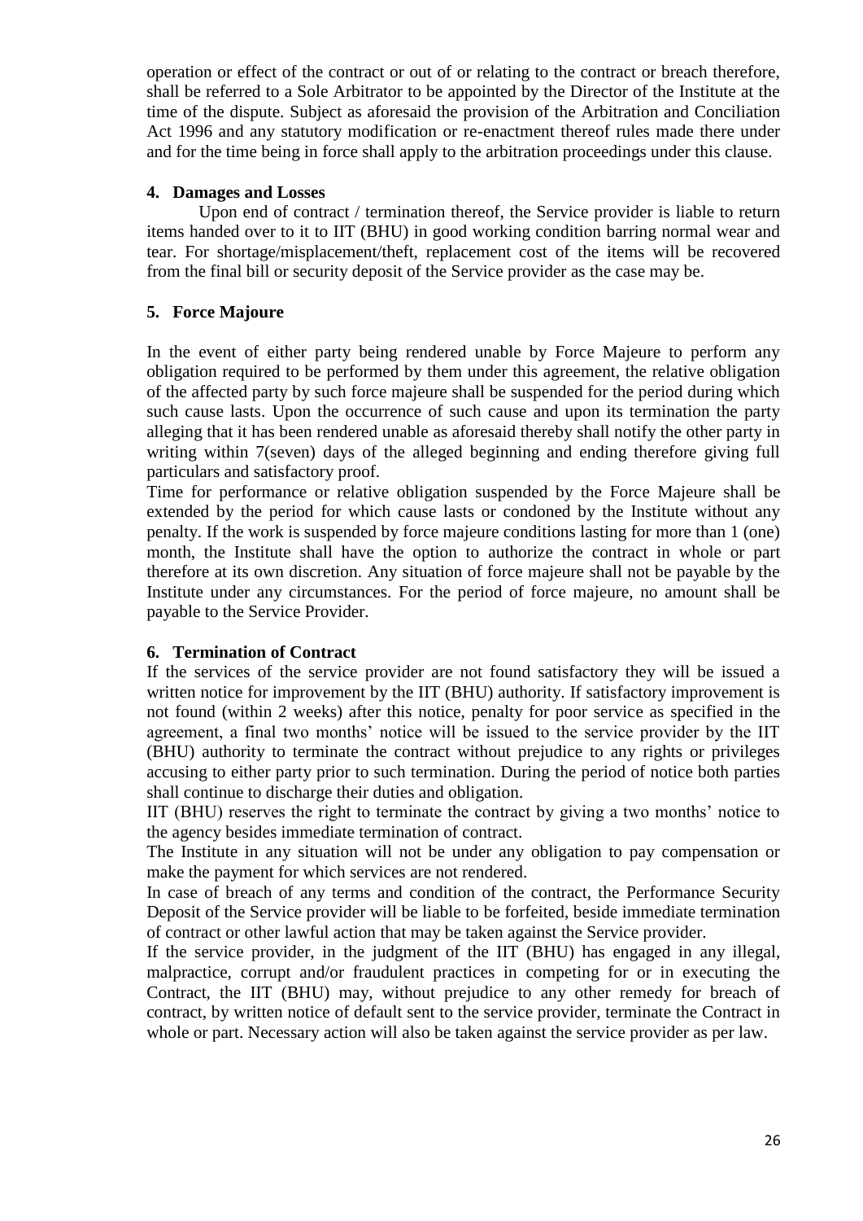operation or effect of the contract or out of or relating to the contract or breach therefore, shall be referred to a Sole Arbitrator to be appointed by the Director of the Institute at the time of the dispute. Subject as aforesaid the provision of the Arbitration and Conciliation Act 1996 and any statutory modification or re-enactment thereof rules made there under and for the time being in force shall apply to the arbitration proceedings under this clause.

### 4. Damages and Losses

Upon end of contract / termination thereof, the Service provider is liable to return items handed over to it to IIT (BHU) in good working condition barring normal wear and tear. For shortage/misplacement/theft, replacement cost of the items will be recovered from the final bill or security deposit of the Service provider as the case may be.

### 5. Force Majoure

In the event of either party being rendered unable by Force Majeure to perform any obligation required to be performed by them under this agreement, the relative obligation of the affected party by such force majeure shall be suspended for the period during which such cause lasts. Upon the occurrence of such cause and upon its termination the party alleging that it has been rendered unable as aforesaid thereby shall notify the other party in writing within 7(seven) days of the alleged beginning and ending therefore giving full particulars and satisfactory proof.

Time for performance or relative obligation suspended by the Force Majeure shall be extended by the period for which cause lasts or condoned by the Institute without any penalty. If the work is suspended by force majeure conditions lasting for more than 1 (one) month, the Institute shall have the option to authorize the contract in whole or part therefore at its own discretion. Any situation of force majeure shall not be payable by the Institute under any circumstances. For the period of force majeure, no amount shall be payable to the Service Provider.

### 6. Termination of Contract

If the services of the service provider are not found satisfactory they will be issued a written notice for improvement by the IIT (BHU) authority. If satisfactory improvement is not found (within 2 weeks) after this notice, penalty for poor service as specified in the agreement, a final two months' notice will be issued to the service provider by the IIT (BHU) authority to terminate the contract without prejudice to any rights or privileges accusing to either party prior to such termination. During the period of notice both parties shall continue to discharge their duties and obligation.

IIT (BHU) reserves the right to terminate the contract by giving a two months' notice to the agency besides immediate termination of contract.

The Institute in any situation will not be under any obligation to pay compensation or make the payment for which services are not rendered.

In case of breach of any terms and condition of the contract, the Performance Security Deposit of the Service provider will be liable to be forfeited, beside immediate termination of contract or other lawful action that may be taken against the Service provider.

If the service provider, in the judgment of the IIT (BHU) has engaged in any illegal, malpractice, corrupt and/or fraudulent practices in competing for or in executing the Contract, the IIT (BHU) may, without prejudice to any other remedy for breach of contract, by written notice of default sent to the service provider, terminate the Contract in whole or part. Necessary action will also be taken against the service provider as per law.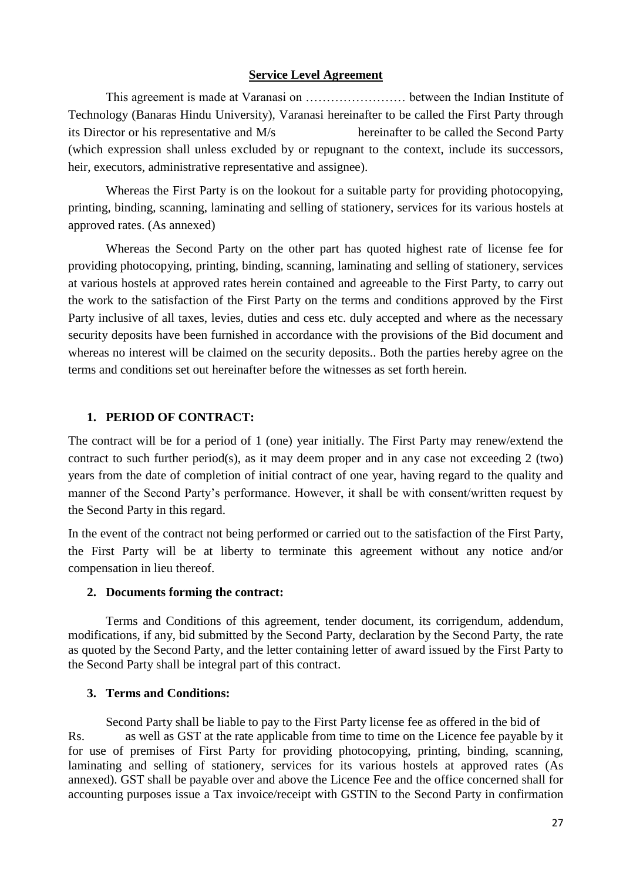## Service Level Agreement

This agreement is made at Varanasi on …………………… between the Indian Institute of Technology (Banaras Hindu University), Varanasi hereinafter to be called the First Party through its Director or his representative and M/s hereinafter to be called the Second Party (which expression shall unless excluded by or repugnant to the context, include its successors, heir, executors, administrative representative and assignee).

Whereas the First Party is on the lookout for a suitable party for providing photocopying, printing, binding, scanning, laminating and selling of stationery, services for its various hostels at approved rates. (As annexed)

Whereas the Second Party on the other part has quoted highest rate of license fee for providing photocopying, printing, binding, scanning, laminating and selling of stationery, services at various hostels at approved rates herein contained and agreeable to the First Party, to carry out the work to the satisfaction of the First Party on the terms and conditions approved by the First Party inclusive of all taxes, levies, duties and cess etc. duly accepted and where as the necessary security deposits have been furnished in accordance with the provisions of the Bid document and whereas no interest will be claimed on the security deposits.. Both the parties hereby agree on the terms and conditions set out hereinafter before the witnesses as set forth herein.

### 1. PERIOD OF CONTRACT:

The contract will be for a period of 1 (one) year initially. The First Party may renew/extend the contract to such further period(s), as it may deem proper and in any case not exceeding 2 (two) years from the date of completion of initial contract of one year, having regard to the quality and manner of the Second Party's performance. However, it shall be with consent/written request by the Second Party in this regard.

In the event of the contract not being performed or carried out to the satisfaction of the First Party, the First Party will be at liberty to terminate this agreement without any notice and/or compensation in lieu thereof.

### 2. Documents forming the contract:

Terms and Conditions of this agreement, tender document, its corrigendum, addendum, modifications, if any, bid submitted by the Second Party, declaration by the Second Party, the rate as quoted by the Second Party, and the letter containing letter of award issued by the First Party to the Second Party shall be integral part of this contract.

### 3. Terms and Conditions:

Second Party shall be liable to pay to the First Party license fee as offered in the bid of Rs. as well as GST at the rate applicable from time to time on the Licence fee payable by it for use of premises of First Party for providing photocopying, printing, binding, scanning, laminating and selling of stationery, services for its various hostels at approved rates (As annexed). GST shall be payable over and above the Licence Fee and the office concerned shall for accounting purposes issue a Tax invoice/receipt with GSTIN to the Second Party in confirmation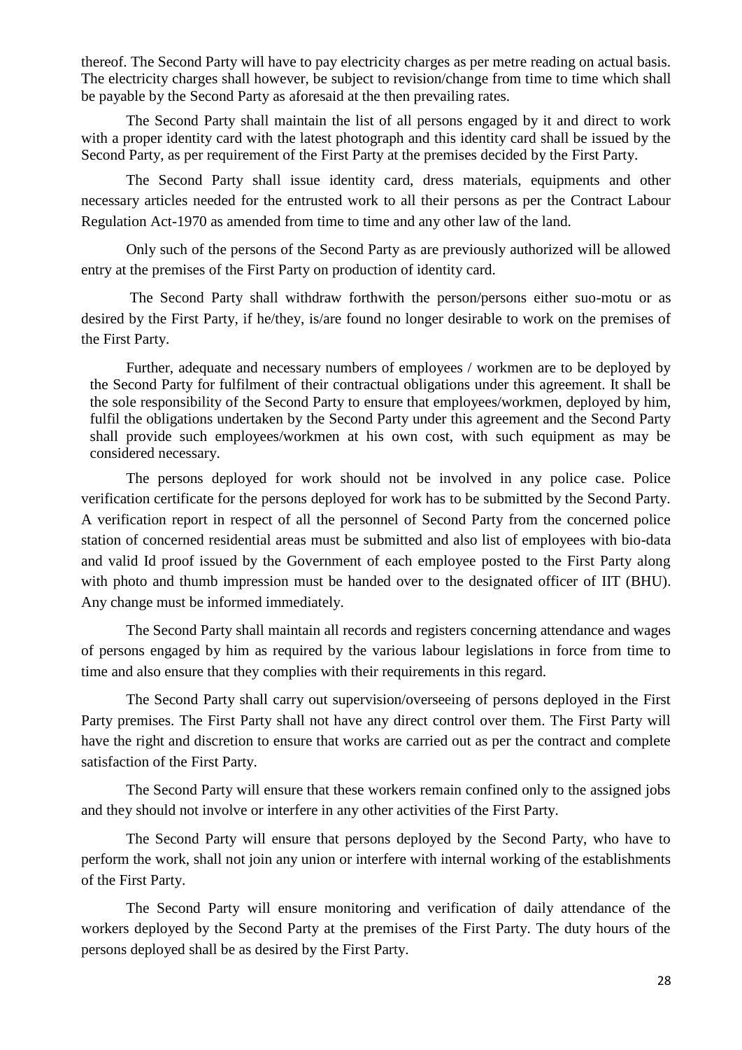thereof. The Second Party will have to pay electricity charges as per metre reading on actual basis. The electricity charges shall however, be subject to revision/change from time to time which shall be payable by the Second Party as aforesaid at the then prevailing rates.

The Second Party shall maintain the list of all persons engaged by it and direct to work with a proper identity card with the latest photograph and this identity card shall be issued by the Second Party, as per requirement of the First Party at the premises decided by the First Party.

The Second Party shall issue identity card, dress materials, equipments and other necessary articles needed for the entrusted work to all their persons as per the Contract Labour Regulation Act-1970 as amended from time to time and any other law of the land.

Only such of the persons of the Second Party as are previously authorized will be allowed entry at the premises of the First Party on production of identity card.

The Second Party shall withdraw forthwith the person/persons either suo-motu or as desired by the First Party, if he/they, is/are found no longer desirable to work on the premises of the First Party.

Further, adequate and necessary numbers of employees / workmen are to be deployed by the Second Party for fulfilment of their contractual obligations under this agreement. It shall be the sole responsibility of the Second Party to ensure that employees/workmen, deployed by him, fulfil the obligations undertaken by the Second Party under this agreement and the Second Party shall provide such employees/workmen at his own cost, with such equipment as may be considered necessary.

The persons deployed for work should not be involved in any police case. Police verification certificate for the persons deployed for work has to be submitted by the Second Party. A verification report in respect of all the personnel of Second Party from the concerned police station of concerned residential areas must be submitted and also list of employees with bio-data and valid Id proof issued by the Government of each employee posted to the First Party along with photo and thumb impression must be handed over to the designated officer of IIT (BHU). Any change must be informed immediately.

The Second Party shall maintain all records and registers concerning attendance and wages of persons engaged by him as required by the various labour legislations in force from time to time and also ensure that they complies with their requirements in this regard.

The Second Party shall carry out supervision/overseeing of persons deployed in the First Party premises. The First Party shall not have any direct control over them. The First Party will have the right and discretion to ensure that works are carried out as per the contract and complete satisfaction of the First Party.

The Second Party will ensure that these workers remain confined only to the assigned jobs and they should not involve or interfere in any other activities of the First Party.

The Second Party will ensure that persons deployed by the Second Party, who have to perform the work, shall not join any union or interfere with internal working of the establishments of the First Party.

The Second Party will ensure monitoring and verification of daily attendance of the workers deployed by the Second Party at the premises of the First Party. The duty hours of the persons deployed shall be as desired by the First Party.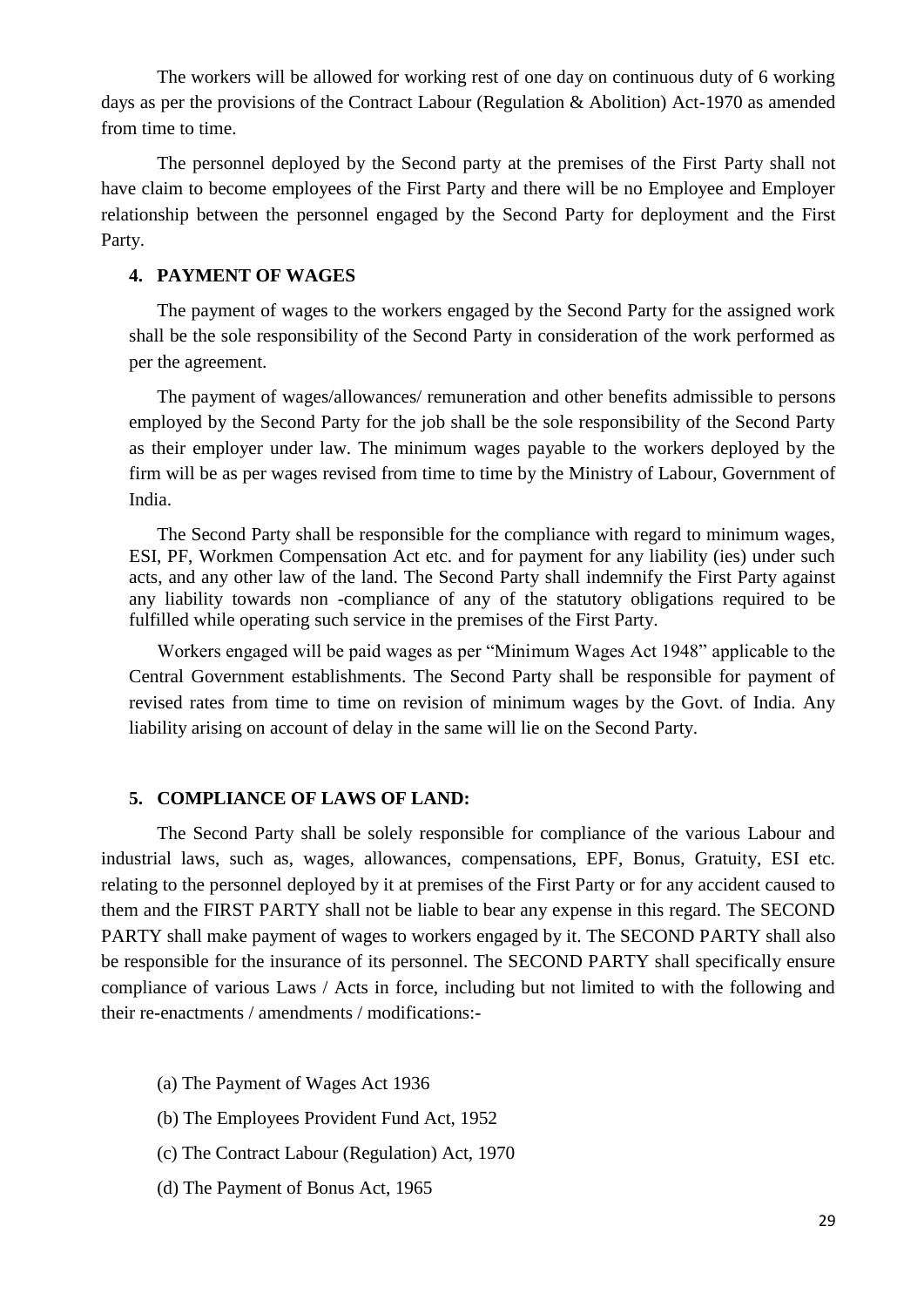The workers will be allowed for working rest of one day on continuous duty of 6 working days as per the provisions of the Contract Labour (Regulation & Abolition) Act-1970 as amended from time to time.

The personnel deployed by the Second party at the premises of the First Party shall not have claim to become employees of the First Party and there will be no Employee and Employer relationship between the personnel engaged by the Second Party for deployment and the First Party.

### 4. PAYMENT OF WAGES

The payment of wages to the workers engaged by the Second Party for the assigned work shall be the sole responsibility of the Second Party in consideration of the work performed as per the agreement.

The payment of wages/allowances/ remuneration and other benefits admissible to persons employed by the Second Party for the job shall be the sole responsibility of the Second Party as their employer under law. The minimum wages payable to the workers deployed by the firm will be as per wages revised from time to time by the Ministry of Labour, Government of India.

The Second Party shall be responsible for the compliance with regard to minimum wages, ESI, PF, Workmen Compensation Act etc. and for payment for any liability (ies) under such acts, and any other law of the land. The Second Party shall indemnify the First Party against any liability towards non -compliance of any of the statutory obligations required to be fulfilled while operating such service in the premises of the First Party.

Workers engaged will be paid wages as per "Minimum Wages Act 1948" applicable to the Central Government establishments. The Second Party shall be responsible for payment of revised rates from time to time on revision of minimum wages by the Govt. of India. Any liability arising on account of delay in the same will lie on the Second Party.

### 5. COMPLIANCE OF LAWS OF LAND:

The Second Party shall be solely responsible for compliance of the various Labour and industrial laws, such as, wages, allowances, compensations, EPF, Bonus, Gratuity, ESI etc. relating to the personnel deployed by it at premises of the First Party or for any accident caused to them and the FIRST PARTY shall not be liable to bear any expense in this regard. The SECOND PARTY shall make payment of wages to workers engaged by it. The SECOND PARTY shall also be responsible for the insurance of its personnel. The SECOND PARTY shall specifically ensure compliance of various Laws / Acts in force, including but not limited to with the following and their re-enactments / amendments / modifications:-

(a) The Payment of Wages Act 1936

(b) The Employees Provident Fund Act, 1952

(c) The Contract Labour (Regulation) Act, 1970

(d) The Payment of Bonus Act, 1965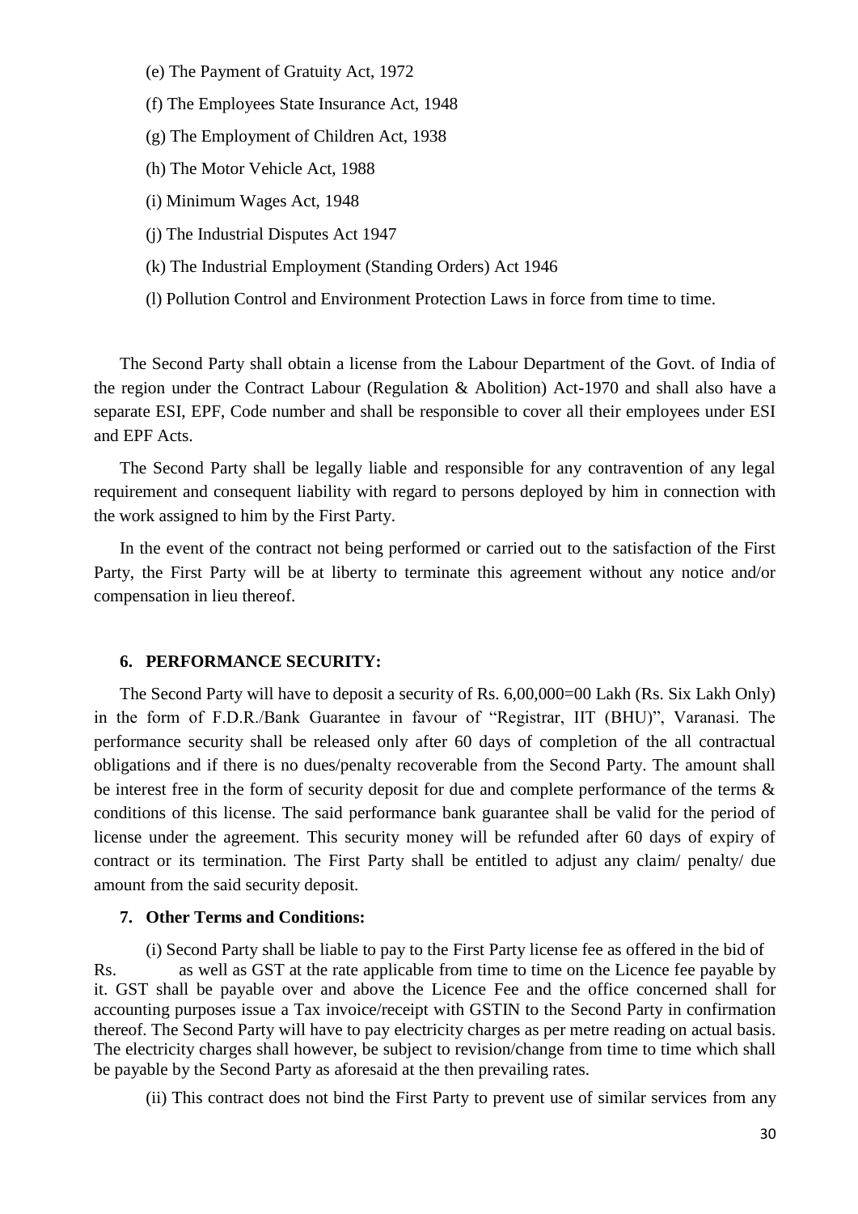(e) The Payment of Gratuity Act, 1972

(f) The Employees State Insurance Act, 1948

(g) The Employment of Children Act, 1938

(h) The Motor Vehicle Act, 1988

(i) Minimum Wages Act, 1948

(j) The Industrial Disputes Act 1947

(k) The Industrial Employment (Standing Orders) Act 1946

(l) Pollution Control and Environment Protection Laws in force from time to time.

The Second Party shall obtain a license from the Labour Department of the Govt. of India of the region under the Contract Labour (Regulation & Abolition) Act-1970 and shall also have a separate ESI, EPF, Code number and shall be responsible to cover all their employees under ESI and EPF Acts.

The Second Party shall be legally liable and responsible for any contravention of any legal requirement and consequent liability with regard to persons deployed by him in connection with the work assigned to him by the First Party.

In the event of the contract not being performed or carried out to the satisfaction of the First Party, the First Party will be at liberty to terminate this agreement without any notice and/or compensation in lieu thereof.

### 6. PERFORMANCE SECURITY:

The Second Party will have to deposit a security of Rs. 6,00,000=00 Lakh (Rs. Six Lakh Only) in the form of F.D.R./Bank Guarantee in favour of "Registrar, IIT (BHU)", Varanasi. The performance security shall be released only after 60 days of completion of the all contractual obligations and if there is no dues/penalty recoverable from the Second Party. The amount shall be interest free in the form of security deposit for due and complete performance of the terms & conditions of this license. The said performance bank guarantee shall be valid for the period of license under the agreement. This security money will be refunded after 60 days of expiry of contract or its termination. The First Party shall be entitled to adjust any claim/ penalty/ due amount from the said security deposit.

### 7. Other Terms and Conditions:

(i) Second Party shall be liable to pay to the First Party license fee as offered in the bid of Rs. as well as GST at the rate applicable from time to time on the Licence fee payable by it. GST shall be payable over and above the Licence Fee and the office concerned shall for accounting purposes issue a Tax invoice/receipt with GSTIN to the Second Party in confirmation thereof. The Second Party will have to pay electricity charges as per metre reading on actual basis. The electricity charges shall however, be subject to revision/change from time to time which shall be payable by the Second Party as aforesaid at the then prevailing rates.

(ii) This contract does not bind the First Party to prevent use of similar services from any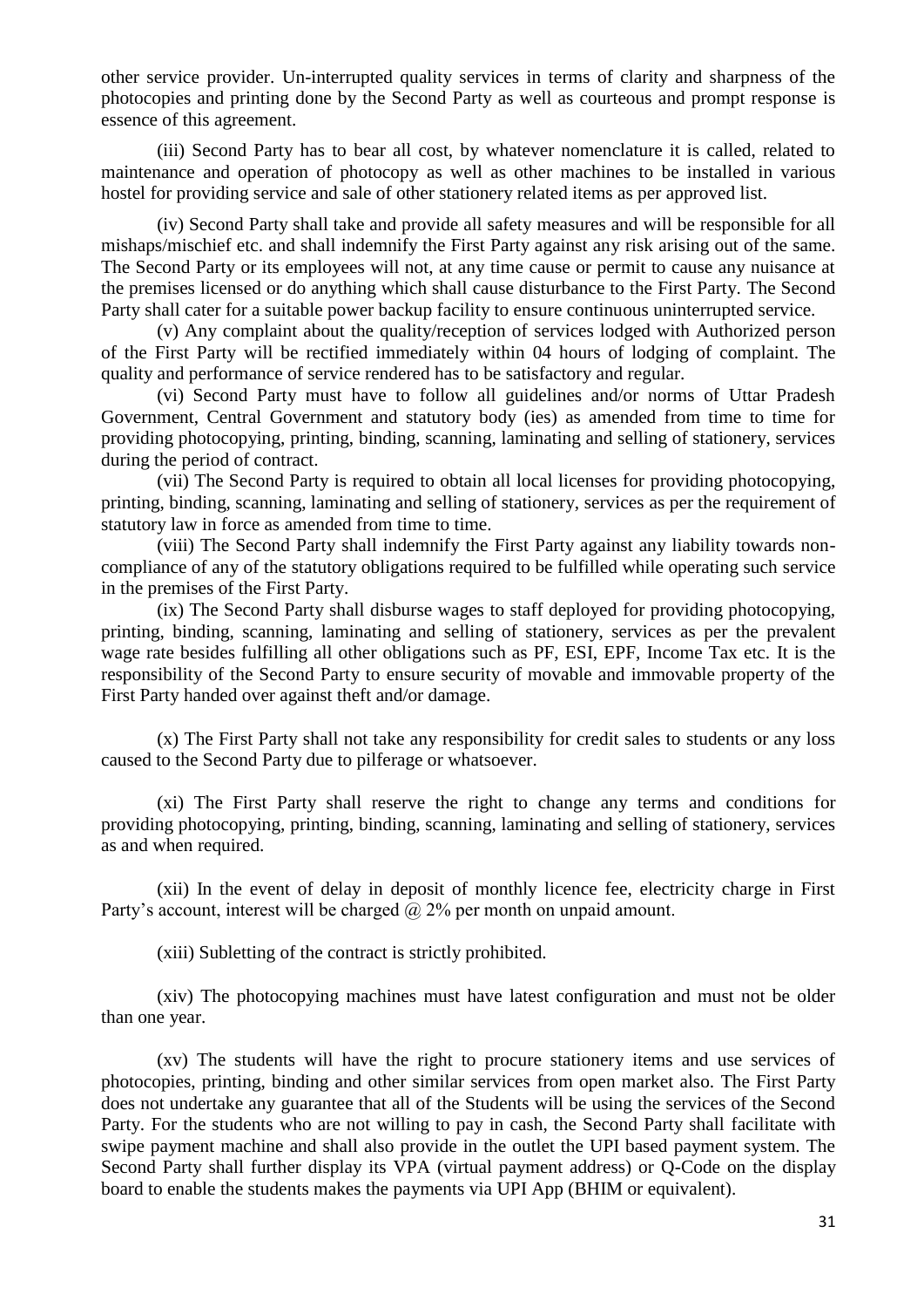other service provider. Un-interrupted quality services in terms of clarity and sharpness of the photocopies and printing done by the Second Party as well as courteous and prompt response is essence of this agreement.

(iii) Second Party has to bear all cost, by whatever nomenclature it is called, related to maintenance and operation of photocopy as well as other machines to be installed in various hostel for providing service and sale of other stationery related items as per approved list.

(iv) Second Party shall take and provide all safety measures and will be responsible for all mishaps/mischief etc. and shall indemnify the First Party against any risk arising out of the same. The Second Party or its employees will not, at any time cause or permit to cause any nuisance at the premises licensed or do anything which shall cause disturbance to the First Party. The Second Party shall cater for a suitable power backup facility to ensure continuous uninterrupted service.

(v) Any complaint about the quality/reception of services lodged with Authorized person of the First Party will be rectified immediately within 04 hours of lodging of complaint. The quality and performance of service rendered has to be satisfactory and regular.

(vi) Second Party must have to follow all guidelines and/or norms of Uttar Pradesh Government, Central Government and statutory body (ies) as amended from time to time for providing photocopying, printing, binding, scanning, laminating and selling of stationery, services during the period of contract.

(vii) The Second Party is required to obtain all local licenses for providing photocopying, printing, binding, scanning, laminating and selling of stationery, services as per the requirement of statutory law in force as amended from time to time.

(viii) The Second Party shall indemnify the First Party against any liability towards non-compliance of any of the statutory obligations required to be fulfilled while operating such service in the premises of the First Party.

(ix) The Second Party shall disburse wages to staff deployed for providing photocopying, printing, binding, scanning, laminating and selling of stationery, services as per the prevalent wage rate besides fulfilling all other obligations such as PF, ESI, EPF, Income Tax etc. It is the responsibility of the Second Party to ensure security of movable and immovable property of the First Party handed over against theft and/or damage.

(x) The First Party shall not take any responsibility for credit sales to students or any loss caused to the Second Party due to pilferage or whatsoever.

(xi) The First Party shall reserve the right to change any terms and conditions for providing photocopying, printing, binding, scanning, laminating and selling of stationery, services as and when required.

(xii) In the event of delay in deposit of monthly licence fee, electricity charge in First Party's account, interest will be charged @ 2% per month on unpaid amount.

(xiii) Subletting of the contract is strictly prohibited.

(xiv) The photocopying machines must have latest configuration and must not be older than one year.

(xv) The students will have the right to procure stationery items and use services of photocopies, printing, binding and other similar services from open market also. The First Party does not undertake any guarantee that all of the Students will be using the services of the Second Party. For the students who are not willing to pay in cash, the Second Party shall facilitate with swipe payment machine and shall also provide in the outlet the UPI based payment system. The Second Party shall further display its VPA (virtual payment address) or Q-Code on the display board to enable the students makes the payments via UPI App (BHIM or equivalent).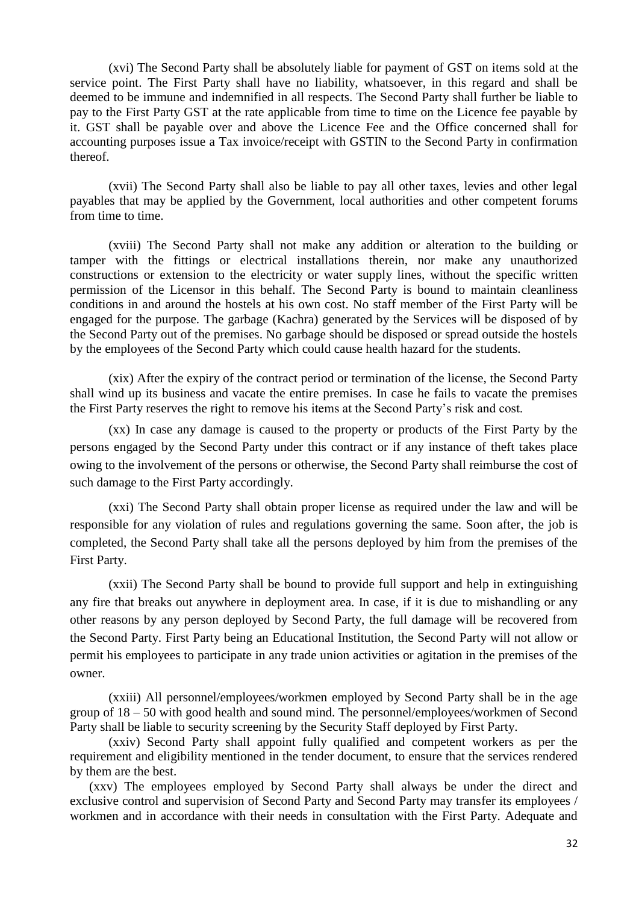(xvi) The Second Party shall be absolutely liable for payment of GST on items sold at the service point. The First Party shall have no liability, whatsoever, in this regard and shall be deemed to be immune and indemnified in all respects. The Second Party shall further be liable to pay to the First Party GST at the rate applicable from time to time on the Licence fee payable by it. GST shall be payable over and above the Licence Fee and the Office concerned shall for accounting purposes issue a Tax invoice/receipt with GSTIN to the Second Party in confirmation thereof.

(xvii) The Second Party shall also be liable to pay all other taxes, levies and other legal payables that may be applied by the Government, local authorities and other competent forums from time to time.

(xviii) The Second Party shall not make any addition or alteration to the building or tamper with the fittings or electrical installations therein, nor make any unauthorized constructions or extension to the electricity or water supply lines, without the specific written permission of the Licensor in this behalf. The Second Party is bound to maintain cleanliness conditions in and around the hostels at his own cost. No staff member of the First Party will be engaged for the purpose. The garbage (Kachra) generated by the Services will be disposed of by the Second Party out of the premises. No garbage should be disposed or spread outside the hostels by the employees of the Second Party which could cause health hazard for the students.

(xix) After the expiry of the contract period or termination of the license, the Second Party shall wind up its business and vacate the entire premises. In case he fails to vacate the premises the First Party reserves the right to remove his items at the Second Party's risk and cost.

(xx) In case any damage is caused to the property or products of the First Party by the persons engaged by the Second Party under this contract or if any instance of theft takes place owing to the involvement of the persons or otherwise, the Second Party shall reimburse the cost of such damage to the First Party accordingly.

(xxi) The Second Party shall obtain proper license as required under the law and will be responsible for any violation of rules and regulations governing the same. Soon after, the job is completed, the Second Party shall take all the persons deployed by him from the premises of the First Party.

(xxii) The Second Party shall be bound to provide full support and help in extinguishing any fire that breaks out anywhere in deployment area. In case, if it is due to mishandling or any other reasons by any person deployed by Second Party, the full damage will be recovered from the Second Party. First Party being an Educational Institution, the Second Party will not allow or permit his employees to participate in any trade union activities or agitation in the premises of the owner.

(xxiii) All personnel/employees/workmen employed by Second Party shall be in the age group of 18 – 50 with good health and sound mind. The personnel/employees/workmen of Second Party shall be liable to security screening by the Security Staff deployed by First Party.

(xxiv) Second Party shall appoint fully qualified and competent workers as per the requirement and eligibility mentioned in the tender document, to ensure that the services rendered by them are the best.

(xxv) The employees employed by Second Party shall always be under the direct and exclusive control and supervision of Second Party and Second Party may transfer its employees / workmen and in accordance with their needs in consultation with the First Party. Adequate and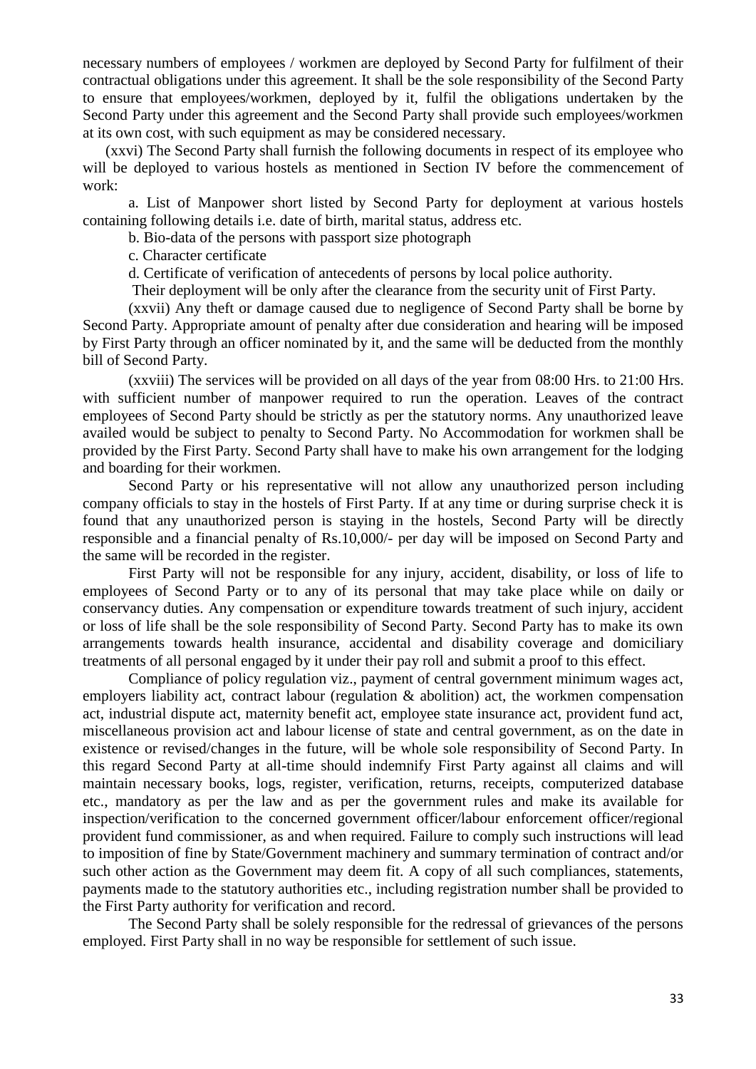necessary numbers of employees / workmen are deployed by Second Party for fulfilment of their contractual obligations under this agreement. It shall be the sole responsibility of the Second Party to ensure that employees/workmen, deployed by it, fulfil the obligations undertaken by the Second Party under this agreement and the Second Party shall provide such employees/workmen at its own cost, with such equipment as may be considered necessary.

(xxvi) The Second Party shall furnish the following documents in respect of its employee who will be deployed to various hostels as mentioned in Section IV before the commencement of work:

a. List of Manpower short listed by Second Party for deployment at various hostels containing following details i.e. date of birth, marital status, address etc.

b. Bio-data of the persons with passport size photograph

c. Character certificate

d. Certificate of verification of antecedents of persons by local police authority.

Their deployment will be only after the clearance from the security unit of First Party.

(xxvii) Any theft or damage caused due to negligence of Second Party shall be borne by Second Party. Appropriate amount of penalty after due consideration and hearing will be imposed by First Party through an officer nominated by it, and the same will be deducted from the monthly bill of Second Party.

(xxviii) The services will be provided on all days of the year from 08:00 Hrs. to 21:00 Hrs. with sufficient number of manpower required to run the operation. Leaves of the contract employees of Second Party should be strictly as per the statutory norms. Any unauthorized leave availed would be subject to penalty to Second Party. No Accommodation for workmen shall be provided by the First Party. Second Party shall have to make his own arrangement for the lodging and boarding for their workmen.

Second Party or his representative will not allow any unauthorized person including company officials to stay in the hostels of First Party. If at any time or during surprise check it is found that any unauthorized person is staying in the hostels, Second Party will be directly responsible and a financial penalty of Rs.10,000/- per day will be imposed on Second Party and the same will be recorded in the register.

First Party will not be responsible for any injury, accident, disability, or loss of life to employees of Second Party or to any of its personal that may take place while on daily or conservancy duties. Any compensation or expenditure towards treatment of such injury, accident or loss of life shall be the sole responsibility of Second Party. Second Party has to make its own arrangements towards health insurance, accidental and disability coverage and domiciliary treatments of all personal engaged by it under their pay roll and submit a proof to this effect.

Compliance of policy regulation viz., payment of central government minimum wages act, employers liability act, contract labour (regulation & abolition) act, the workmen compensation act, industrial dispute act, maternity benefit act, employee state insurance act, provident fund act, miscellaneous provision act and labour license of state and central government, as on the date in existence or revised/changes in the future, will be whole sole responsibility of Second Party. In this regard Second Party at all-time should indemnify First Party against all claims and will maintain necessary books, logs, register, verification, returns, receipts, computerized database etc., mandatory as per the law and as per the government rules and make its available for inspection/verification to the concerned government officer/labour enforcement officer/regional provident fund commissioner, as and when required. Failure to comply such instructions will lead to imposition of fine by State/Government machinery and summary termination of contract and/or such other action as the Government may deem fit. A copy of all such compliances, statements, payments made to the statutory authorities etc., including registration number shall be provided to the First Party authority for verification and record.

The Second Party shall be solely responsible for the redressal of grievances of the persons employed. First Party shall in no way be responsible for settlement of such issue.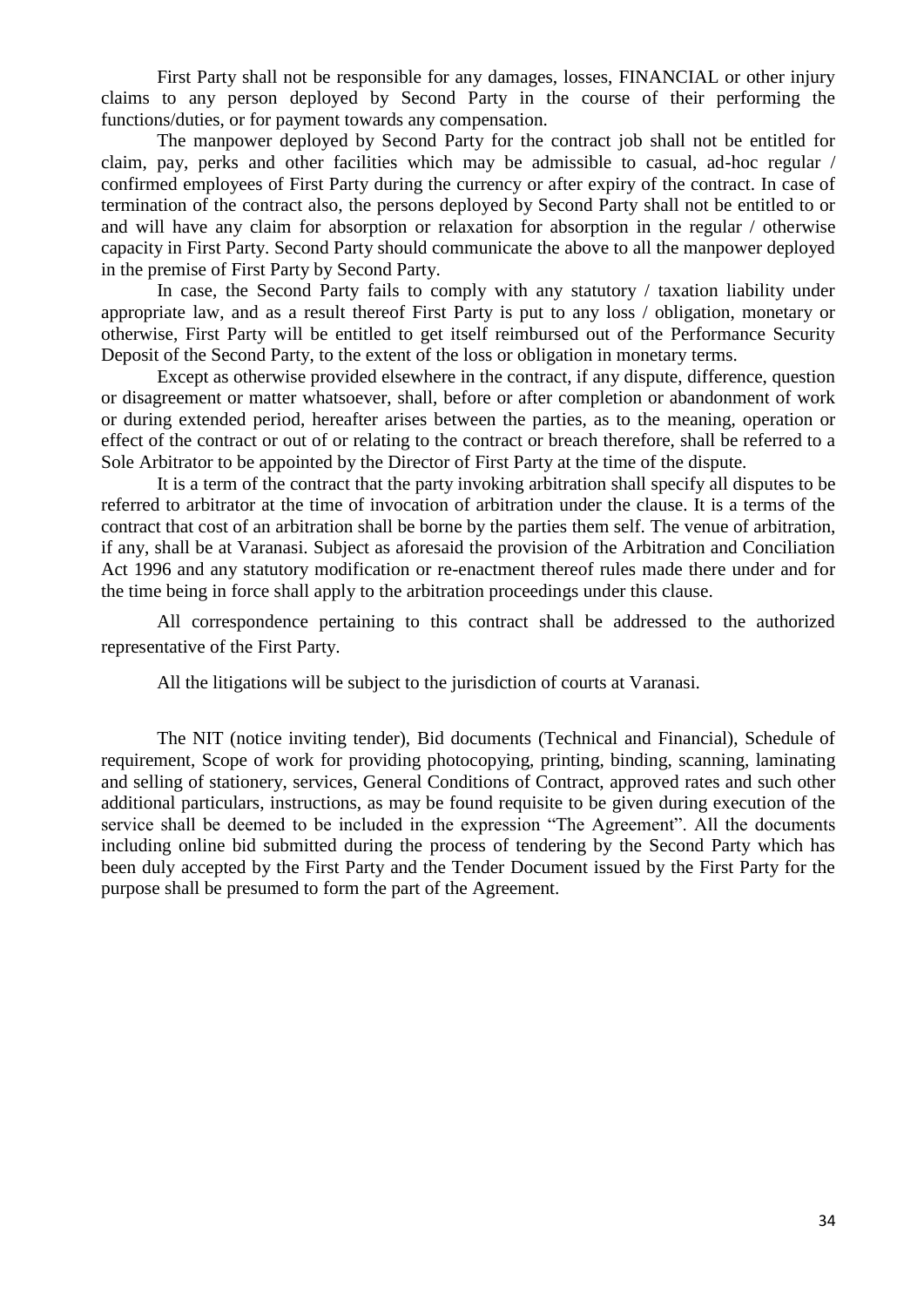First Party shall not be responsible for any damages, losses, FINANCIAL or other injury claims to any person deployed by Second Party in the course of their performing the functions/duties, or for payment towards any compensation.

The manpower deployed by Second Party for the contract job shall not be entitled for claim, pay, perks and other facilities which may be admissible to casual, ad-hoc regular / confirmed employees of First Party during the currency or after expiry of the contract. In case of termination of the contract also, the persons deployed by Second Party shall not be entitled to or and will have any claim for absorption or relaxation for absorption in the regular / otherwise capacity in First Party. Second Party should communicate the above to all the manpower deployed in the premise of First Party by Second Party.

In case, the Second Party fails to comply with any statutory / taxation liability under appropriate law, and as a result thereof First Party is put to any loss / obligation, monetary or otherwise, First Party will be entitled to get itself reimbursed out of the Performance Security Deposit of the Second Party, to the extent of the loss or obligation in monetary terms.

Except as otherwise provided elsewhere in the contract, if any dispute, difference, question or disagreement or matter whatsoever, shall, before or after completion or abandonment of work or during extended period, hereafter arises between the parties, as to the meaning, operation or effect of the contract or out of or relating to the contract or breach therefore, shall be referred to a Sole Arbitrator to be appointed by the Director of First Party at the time of the dispute.

It is a term of the contract that the party invoking arbitration shall specify all disputes to be referred to arbitrator at the time of invocation of arbitration under the clause. It is a terms of the contract that cost of an arbitration shall be borne by the parties them self. The venue of arbitration, if any, shall be at Varanasi. Subject as aforesaid the provision of the Arbitration and Conciliation Act 1996 and any statutory modification or re-enactment thereof rules made there under and for the time being in force shall apply to the arbitration proceedings under this clause.

All correspondence pertaining to this contract shall be addressed to the authorized representative of the First Party.

All the litigations will be subject to the jurisdiction of courts at Varanasi.

The NIT (notice inviting tender), Bid documents (Technical and Financial), Schedule of requirement, Scope of work for providing photocopying, printing, binding, scanning, laminating and selling of stationery, services, General Conditions of Contract, approved rates and such other additional particulars, instructions, as may be found requisite to be given during execution of the service shall be deemed to be included in the expression "The Agreement". All the documents including online bid submitted during the process of tendering by the Second Party which has been duly accepted by the First Party and the Tender Document issued by the First Party for the purpose shall be presumed to form the part of the Agreement.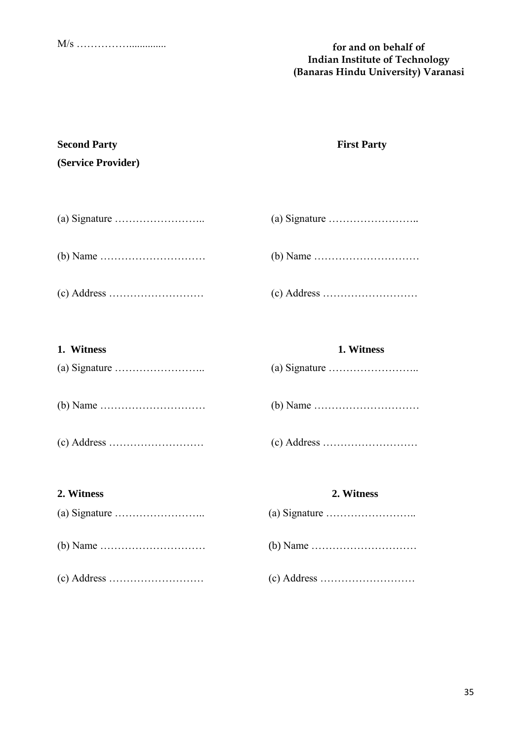| M/s ……………............. | **for and on behalf of**<br>**Indian Institute of Technology**<br>**(Banaras Hindu University) Varanasi** |
|---|---|
| **Second Party**<br>**(Service Provider)** | **First Party** |
| (a) Signature …………………….. | (a) Signature …………………….. |
| (b) Name ………………………… | (b) Name ………………………… |
| (c) Address ……………………… | (c) Address ……………………… |
| **1. Witness** | **1. Witness** |
| (a) Signature …………………….. | (a) Signature …………………….. |
| (b) Name ………………………… | (b) Name ………………………… |
| (c) Address ……………………… | (c) Address ……………………… |
| **2. Witness** | **2. Witness** |
| (a) Signature …………………….. | (a) Signature …………………….. |
| (b) Name ………………………… | (b) Name ………………………… |
| (c) Address ……………………… | (c) Address ……………………… |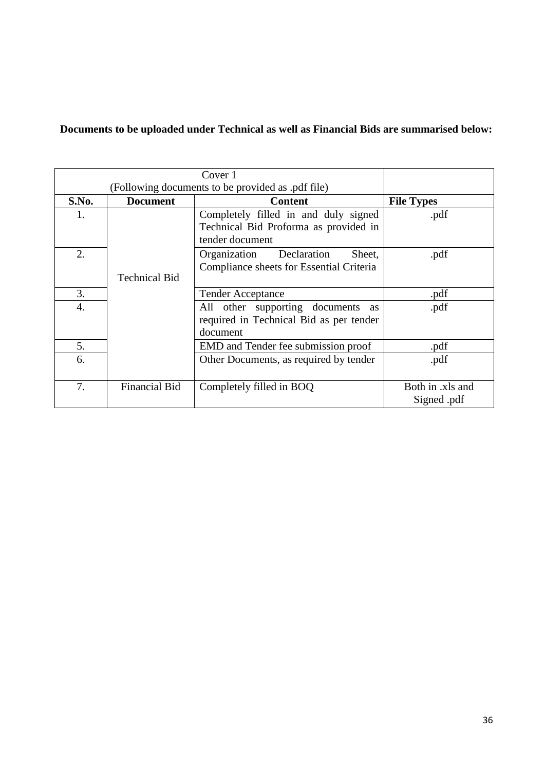**Documents to be uploaded under Technical as well as Financial Bids are summarised below:**

| Cover 1 (Following documents to be provided as .pdf file) | | | |
|---|---|---|---|
| **S.No.** | **Document** | **Content** | **File Types** |
| 1. | Technical Bid | Completely filled in and duly signed Technical Bid Proforma as provided in tender document | .pdf |
| 2. | | Organization Declaration Sheet, Compliance sheets for Essential Criteria | .pdf |
| 3. | | Tender Acceptance | .pdf |
| 4. | | All other supporting documents as required in Technical Bid as per tender document | .pdf |
| 5. | | EMD and Tender fee submission proof | .pdf |
| 6. | | Other Documents, as required by tender | .pdf |
| 7. | Financial Bid | Completely filled in BOQ | Both in .xls and Signed .pdf |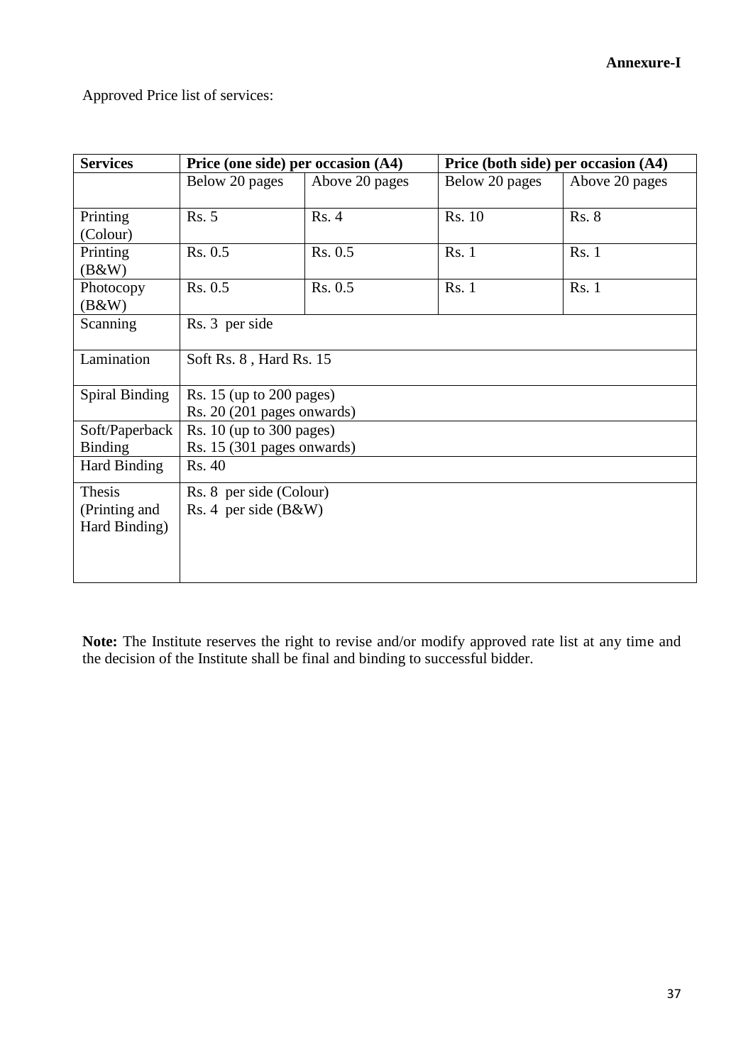**Annexure-I**

Approved Price list of services:

| **Services** | **Price (one side) per occasion (A4)** | | **Price (both side) per occasion (A4)** | |
|---|---|---|---|---|
| | Below 20 pages | Above 20 pages | Below 20 pages | Above 20 pages |
| Printing (Colour) | Rs. 5 | Rs. 4 | Rs. 10 | Rs. 8 |
| Printing (B&W) | Rs. 0.5 | Rs. 0.5 | Rs. 1 | Rs. 1 |
| Photocopy (B&W) | Rs. 0.5 | Rs. 0.5 | Rs. 1 | Rs. 1 |
| Scanning | Rs. 3 per side | | | |
| Lamination | Soft Rs. 8 , Hard Rs. 15 | | | |
| Spiral Binding | Rs. 15 (up to 200 pages)<br>Rs. 20 (201 pages onwards) | | | |
| Soft/Paperback Binding | Rs. 10 (up to 300 pages)<br>Rs. 15 (301 pages onwards) | | | |
| Hard Binding | Rs. 40 | | | |
| Thesis (Printing and Hard Binding) | Rs. 8 per side (Colour)<br>Rs. 4 per side (B&W) | | | |

**Note:** The Institute reserves the right to revise and/or modify approved rate list at any time and the decision of the Institute shall be final and binding to successful bidder.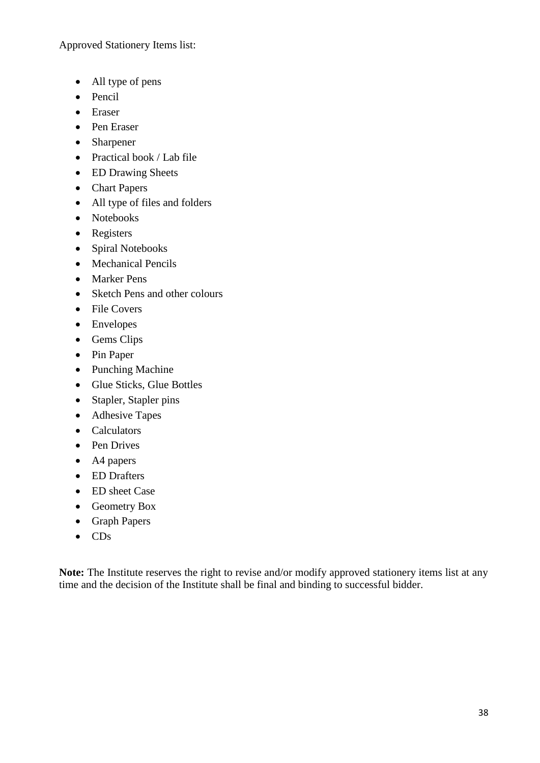Approved Stationery Items list:

- All type of pens
- Pencil
- Eraser
- Pen Eraser
- Sharpener
- Practical book / Lab file
- ED Drawing Sheets
- Chart Papers
- All type of files and folders
- Notebooks
- Registers
- Spiral Notebooks
- Mechanical Pencils
- Marker Pens
- Sketch Pens and other colours
- File Covers
- Envelopes
- Gems Clips
- Pin Paper
- Punching Machine
- Glue Sticks, Glue Bottles
- Stapler, Stapler pins
- Adhesive Tapes
- Calculators
- Pen Drives
- A4 papers
- ED Drafters
- ED sheet Case
- Geometry Box
- Graph Papers
- CDs

**Note:** The Institute reserves the right to revise and/or modify approved stationery items list at any time and the decision of the Institute shall be final and binding to successful bidder.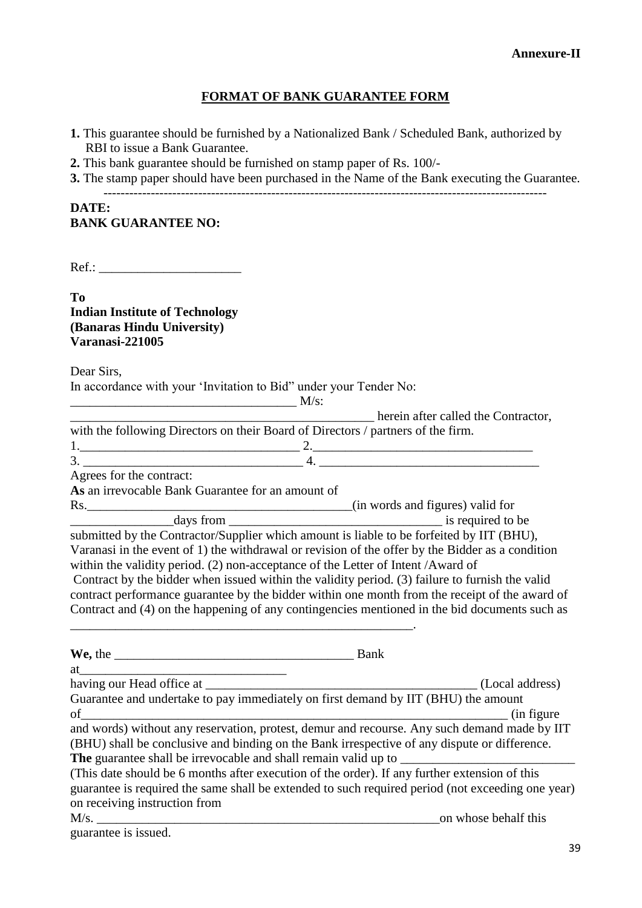**Annexure-II**

## FORMAT OF BANK GUARANTEE FORM

**1.** This guarantee should be furnished by a Nationalized Bank / Scheduled Bank, authorized by RBI to issue a Bank Guarantee.
**2.** This bank guarantee should be furnished on stamp paper of Rs. 100/-
**3.** The stamp paper should have been purchased in the Name of the Bank executing the Guarantee.

-----------------------------------------------------------------------------------------------------

**DATE:**
**BANK GUARANTEE NO:**

Ref.: ______________________

**To**
**Indian Institute of Technology**
**(Banaras Hindu University)**
**Varanasi-221005**

Dear Sirs,

In accordance with your 'Invitation to Bid" under your Tender No: ___________________________________ M/s: ________________________________________________ herein after called the Contractor, with the following Directors on their Board of Directors / partners of the firm.

1.__________________________________ 2.__________________________________
3. __________________________________ 4. __________________________________

Agrees for the contract:

**As** an irrevocable Bank Guarantee for an amount of Rs.__________________________________________(in words and figures) valid for ________________days from _________________________________ is required to be submitted by the Contractor/Supplier which amount is liable to be forfeited by IIT (BHU), Varanasi in the event of 1) the withdrawal or revision of the offer by the Bidder as a condition within the validity period. (2) non-acceptance of the Letter of Intent /Award of Contract by the bidder when issued within the validity period. (3) failure to furnish the valid contract performance guarantee by the bidder within one month from the receipt of the award of Contract and (4) on the happening of any contingencies mentioned in the bid documents such as _______________________________________________________.

**We,** the _____________________________________ Bank at________________________________ having our Head office at ___________________________________________ (Local address) Guarantee and undertake to pay immediately on first demand by IIT (BHU) the amount of____________________________________________________________________ (in figure and words) without any reservation, protest, demur and recourse. Any such demand made by IIT (BHU) shall be conclusive and binding on the Bank irrespective of any dispute or difference.

**The** guarantee shall be irrevocable and shall remain valid up to ___________________________ (This date should be 6 months after execution of the order). If any further extension of this guarantee is required the same shall be extended to such required period (not exceeding one year) on receiving instruction from M/s. _________________________________________________________on whose behalf this guarantee is issued.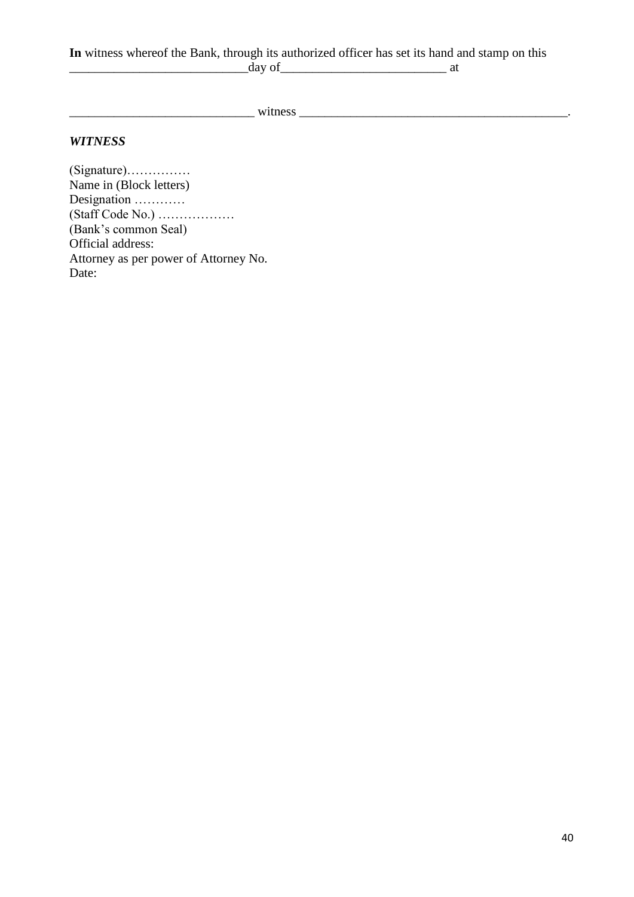**In** witness whereof the Bank, through its authorized officer has set its hand and stamp on this ___________________________day of_________________________ at

____________________________ witness _________________________________________.

***WITNESS***

(Signature)……………
Name in (Block letters)
Designation …………
(Staff Code No.) ………………
(Bank's common Seal)
Official address:
Attorney as per power of Attorney No.
Date: